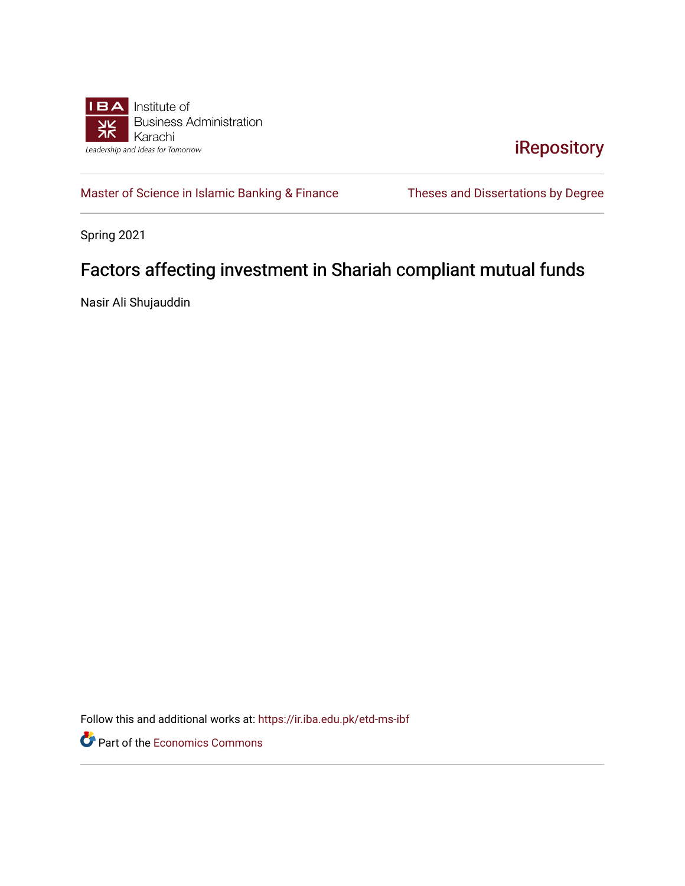Institute of
Business Administration
Karachi

*Leadership and Ideas for Tomorrow*

iRepository

Master of Science in Islamic Banking & Finance | Theses and Dissertations by Degree

Spring 2021

# Factors affecting investment in Shariah compliant mutual funds

Nasir Ali Shujauddin

Follow this and additional works at: https://ir.iba.edu.pk/etd-ms-ibf

Part of the Economics Commons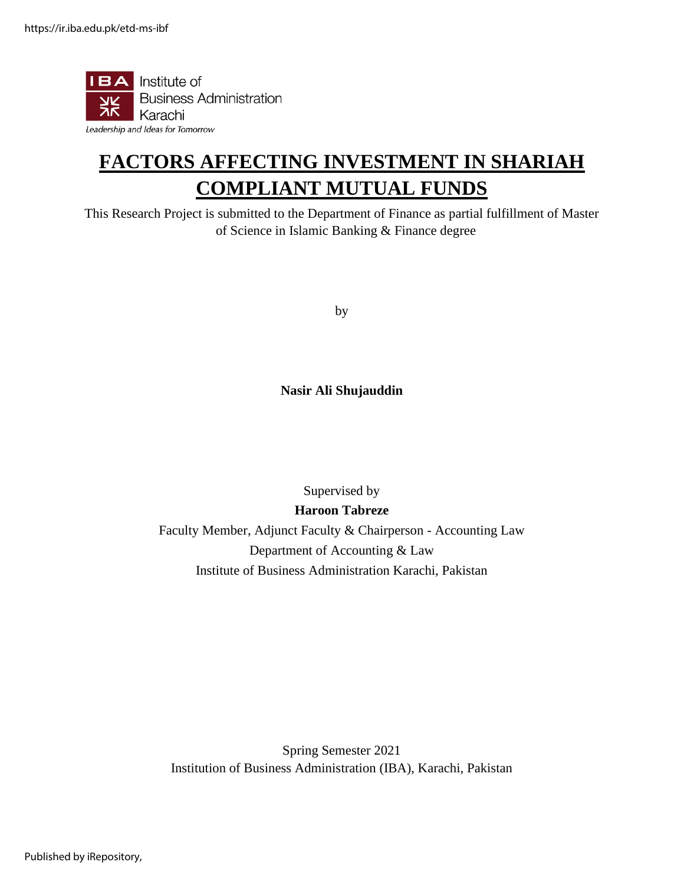Institute of
Business Administration
Karachi
*Leadership and Ideas for Tomorrow*

# FACTORS AFFECTING INVESTMENT IN SHARIAH COMPLIANT MUTUAL FUNDS

This Research Project is submitted to the Department of Finance as partial fulfillment of Master of Science in Islamic Banking & Finance degree

by

**Nasir Ali Shujauddin**

Supervised by

**Haroon Tabreze**

Faculty Member, Adjunct Faculty & Chairperson - Accounting Law

Department of Accounting & Law

Institute of Business Administration Karachi, Pakistan

Spring Semester 2021

Institution of Business Administration (IBA), Karachi, Pakistan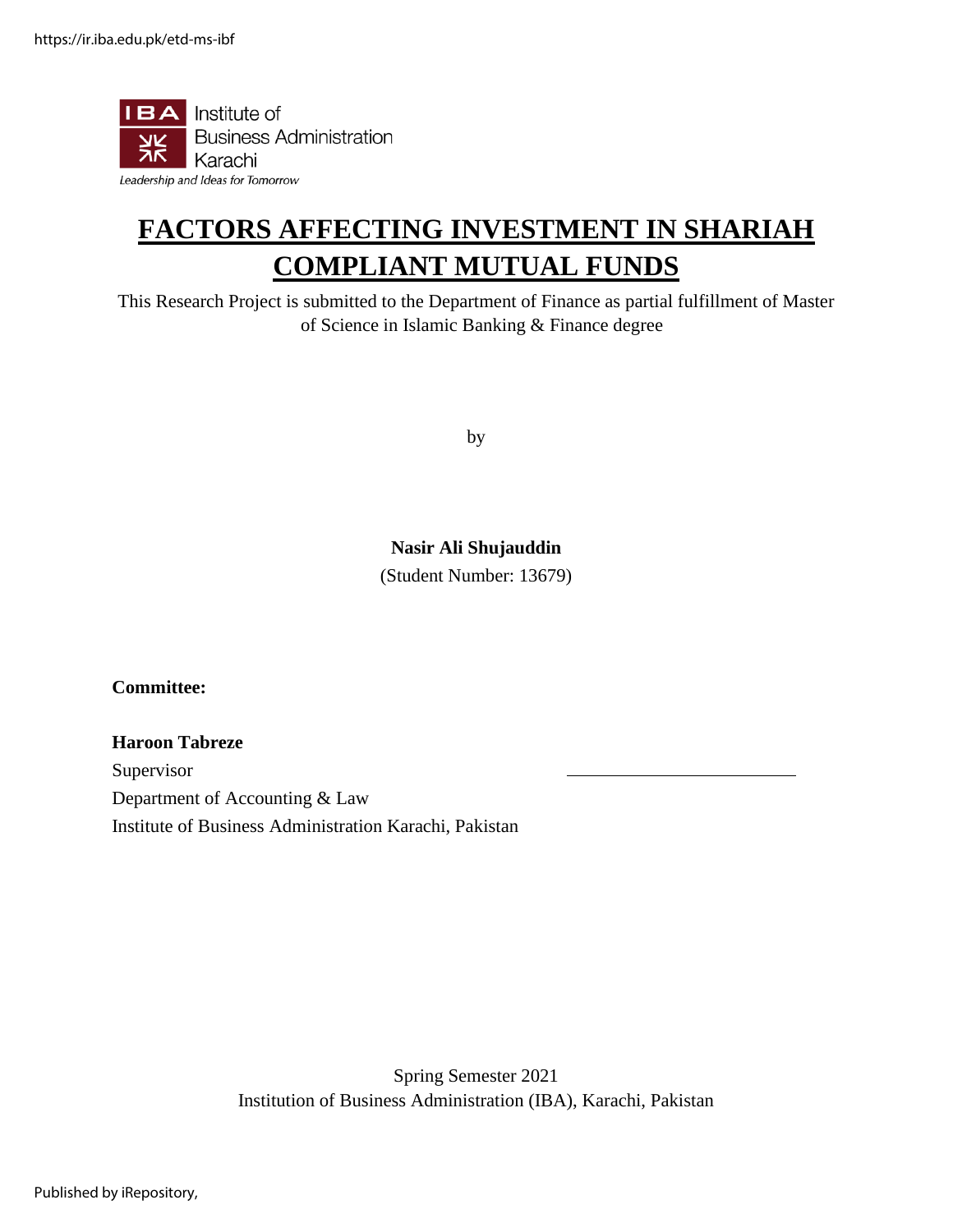# FACTORS AFFECTING INVESTMENT IN SHARIAH COMPLIANT MUTUAL FUNDS

This Research Project is submitted to the Department of Finance as partial fulfillment of Master of Science in Islamic Banking & Finance degree

by

**Nasir Ali Shujauddin**
(Student Number: 13679)

**Committee:**

**Haroon Tabreze**
Supervisor
Department of Accounting & Law
Institute of Business Administration Karachi, Pakistan

Spring Semester 2021
Institution of Business Administration (IBA), Karachi, Pakistan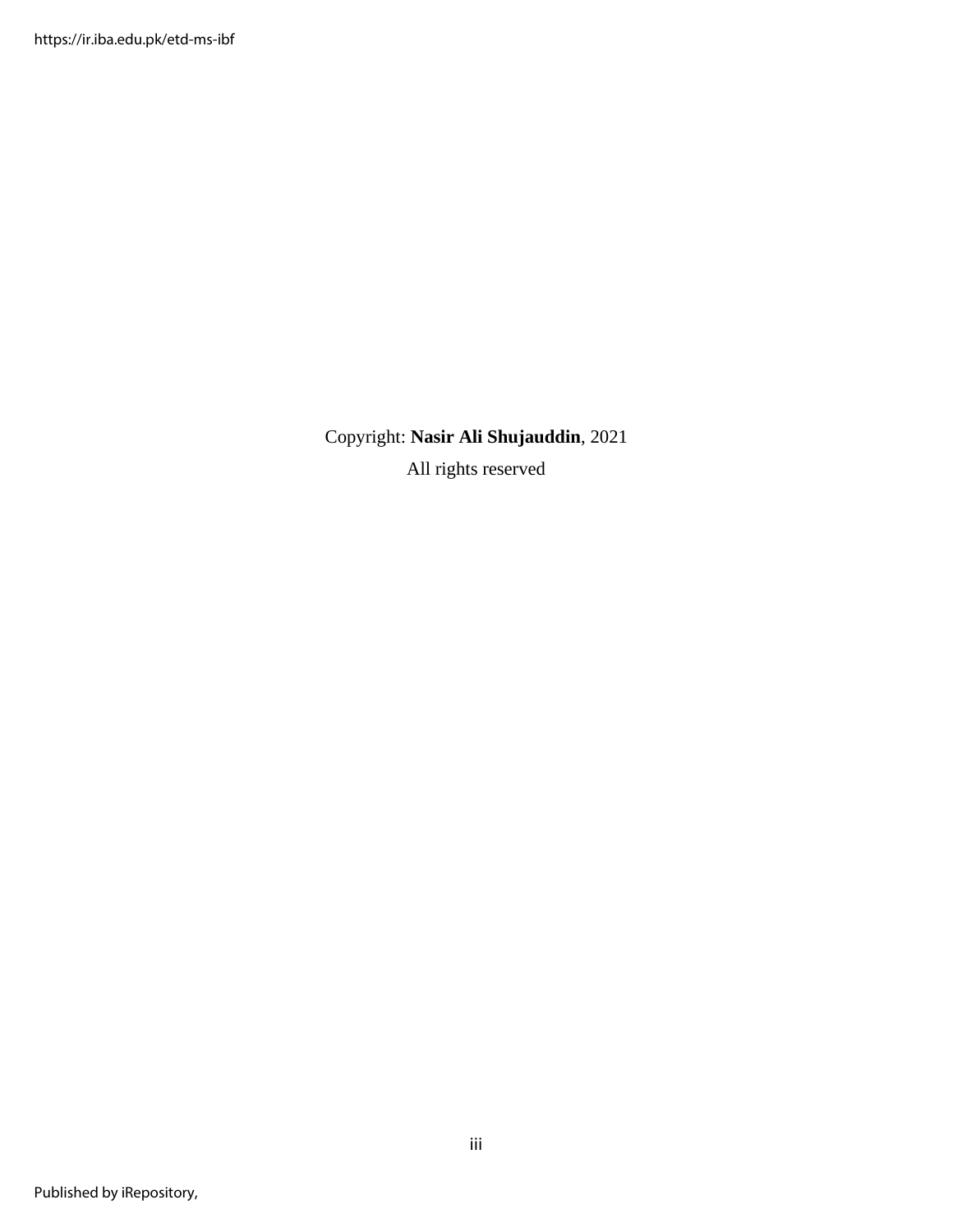Copyright: **Nasir Ali Shujauddin**, 2021

All rights reserved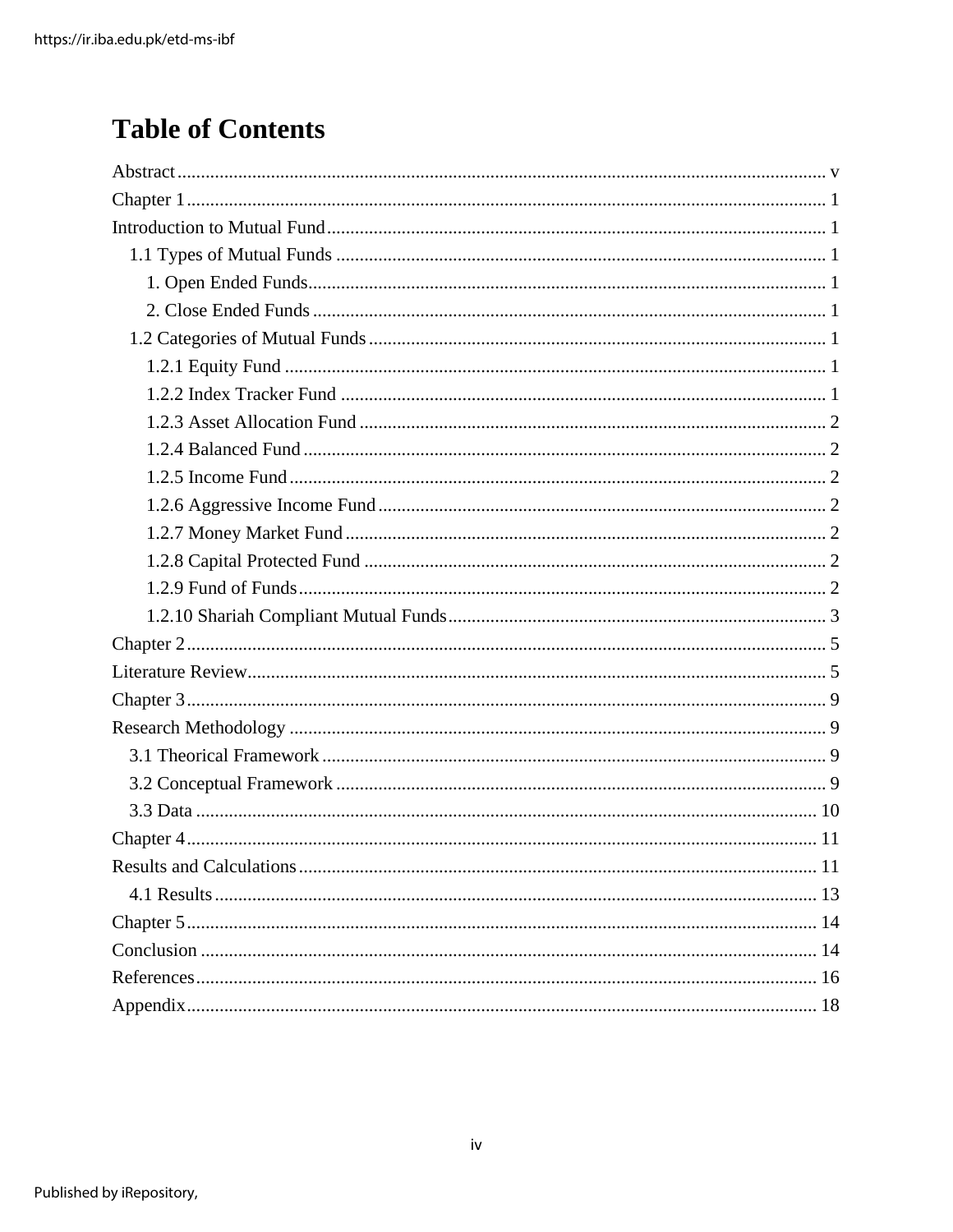# Table of Contents

Abstract ........................................................................................................................... v
Chapter 1 ........................................................................................................................ 1
Introduction to Mutual Fund ........................................................................................... 1
- 1.1 Types of Mutual Funds ........................................................................................ 1
  - 1. Open Ended Funds .............................................................................................. 1
  - 2. Close Ended Funds ............................................................................................. 1
- 1.2 Categories of Mutual Funds ................................................................................. 1
  - 1.2.1 Equity Fund ................................................................................................... 1
  - 1.2.2 Index Tracker Fund ....................................................................................... 1
  - 1.2.3 Asset Allocation Fund ................................................................................... 2
  - 1.2.4 Balanced Fund .............................................................................................. 2
  - 1.2.5 Income Fund ................................................................................................. 2
  - 1.2.6 Aggressive Income Fund ............................................................................... 2
  - 1.2.7 Money Market Fund ...................................................................................... 2
  - 1.2.8 Capital Protected Fund ................................................................................. 2
  - 1.2.9 Fund of Funds ............................................................................................... 2
  - 1.2.10 Shariah Compliant Mutual Funds ................................................................ 3

Chapter 2 ........................................................................................................................ 5
Literature Review ............................................................................................................ 5
Chapter 3 ........................................................................................................................ 9
Research Methodology ................................................................................................... 9
- 3.1 Theorical Framework ........................................................................................... 9
- 3.2 Conceptual Framework ........................................................................................ 9
- 3.3 Data .................................................................................................................... 10

Chapter 4 ...................................................................................................................... 11
Results and Calculations ............................................................................................... 11
- 4.1 Results ................................................................................................................ 13

Chapter 5 ...................................................................................................................... 14
Conclusion .................................................................................................................... 14
References .................................................................................................................... 16
Appendix ...................................................................................................................... 18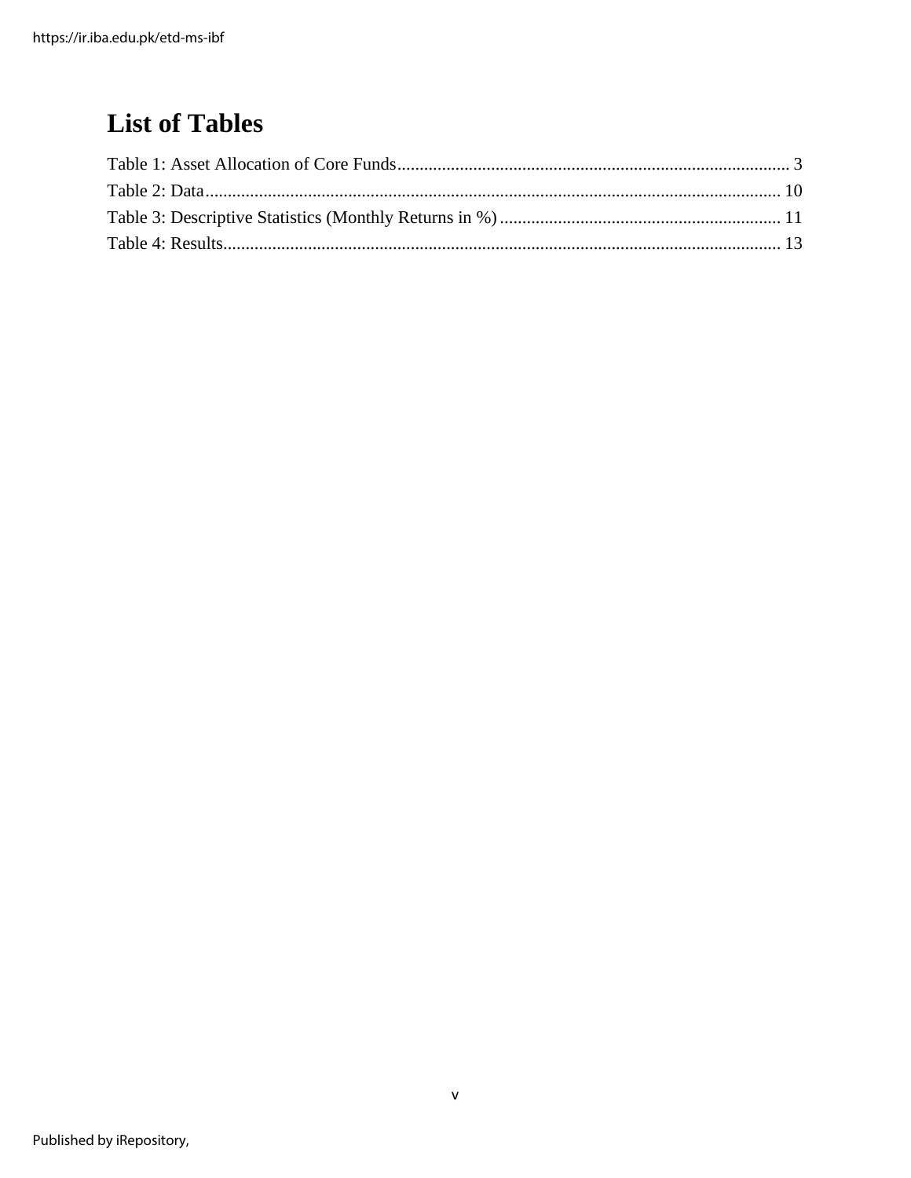# List of Tables

Table 1: Asset Allocation of Core Funds........................................................................................ 3
Table 2: Data.................................................................................................................................. 10
Table 3: Descriptive Statistics (Monthly Returns in %)............................................................... 11
Table 4: Results.............................................................................................................................. 13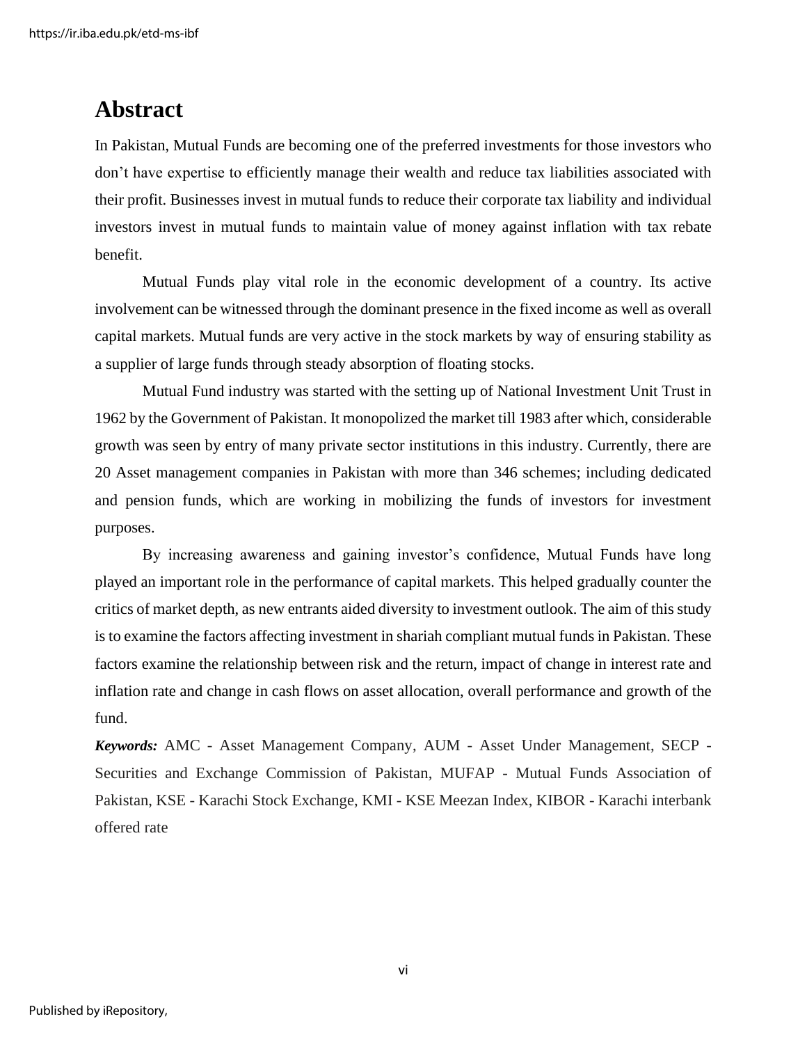# Abstract

In Pakistan, Mutual Funds are becoming one of the preferred investments for those investors who don't have expertise to efficiently manage their wealth and reduce tax liabilities associated with their profit. Businesses invest in mutual funds to reduce their corporate tax liability and individual investors invest in mutual funds to maintain value of money against inflation with tax rebate benefit.

Mutual Funds play vital role in the economic development of a country. Its active involvement can be witnessed through the dominant presence in the fixed income as well as overall capital markets. Mutual funds are very active in the stock markets by way of ensuring stability as a supplier of large funds through steady absorption of floating stocks.

Mutual Fund industry was started with the setting up of National Investment Unit Trust in 1962 by the Government of Pakistan. It monopolized the market till 1983 after which, considerable growth was seen by entry of many private sector institutions in this industry. Currently, there are 20 Asset management companies in Pakistan with more than 346 schemes; including dedicated and pension funds, which are working in mobilizing the funds of investors for investment purposes.

By increasing awareness and gaining investor's confidence, Mutual Funds have long played an important role in the performance of capital markets. This helped gradually counter the critics of market depth, as new entrants aided diversity to investment outlook. The aim of this study is to examine the factors affecting investment in shariah compliant mutual funds in Pakistan. These factors examine the relationship between risk and the return, impact of change in interest rate and inflation rate and change in cash flows on asset allocation, overall performance and growth of the fund.

***Keywords:*** AMC - Asset Management Company, AUM - Asset Under Management, SECP - Securities and Exchange Commission of Pakistan, MUFAP - Mutual Funds Association of Pakistan, KSE - Karachi Stock Exchange, KMI - KSE Meezan Index, KIBOR - Karachi interbank offered rate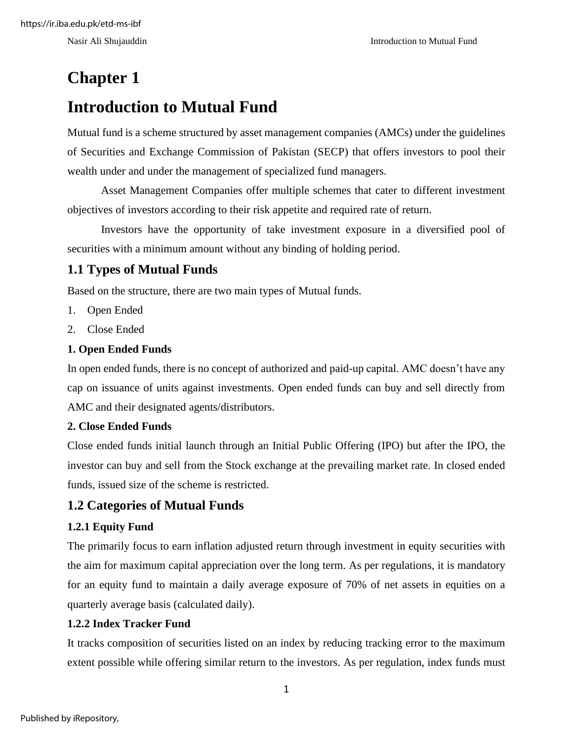# Chapter 1

# Introduction to Mutual Fund

Mutual fund is a scheme structured by asset management companies (AMCs) under the guidelines of Securities and Exchange Commission of Pakistan (SECP) that offers investors to pool their wealth under and under the management of specialized fund managers.

Asset Management Companies offer multiple schemes that cater to different investment objectives of investors according to their risk appetite and required rate of return.

Investors have the opportunity of take investment exposure in a diversified pool of securities with a minimum amount without any binding of holding period.

## 1.1 Types of Mutual Funds

Based on the structure, there are two main types of Mutual funds.

1. Open Ended
2. Close Ended

**1. Open Ended Funds**

In open ended funds, there is no concept of authorized and paid-up capital. AMC doesn't have any cap on issuance of units against investments. Open ended funds can buy and sell directly from AMC and their designated agents/distributors.

**2. Close Ended Funds**

Close ended funds initial launch through an Initial Public Offering (IPO) but after the IPO, the investor can buy and sell from the Stock exchange at the prevailing market rate. In closed ended funds, issued size of the scheme is restricted.

## 1.2 Categories of Mutual Funds

### 1.2.1 Equity Fund

The primarily focus to earn inflation adjusted return through investment in equity securities with the aim for maximum capital appreciation over the long term. As per regulations, it is mandatory for an equity fund to maintain a daily average exposure of 70% of net assets in equities on a quarterly average basis (calculated daily).

### 1.2.2 Index Tracker Fund

It tracks composition of securities listed on an index by reducing tracking error to the maximum extent possible while offering similar return to the investors. As per regulation, index funds must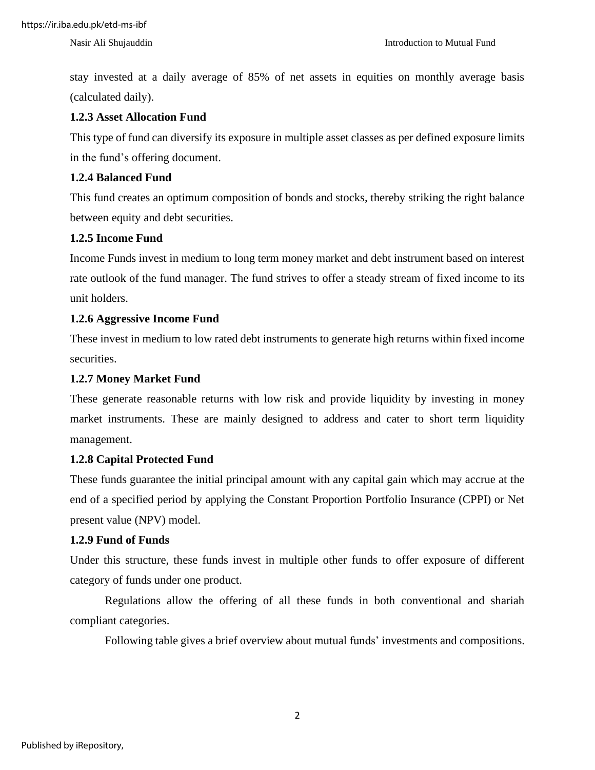stay invested at a daily average of 85% of net assets in equities on monthly average basis (calculated daily).

### 1.2.3 Asset Allocation Fund

This type of fund can diversify its exposure in multiple asset classes as per defined exposure limits in the fund's offering document.

### 1.2.4 Balanced Fund

This fund creates an optimum composition of bonds and stocks, thereby striking the right balance between equity and debt securities.

### 1.2.5 Income Fund

Income Funds invest in medium to long term money market and debt instrument based on interest rate outlook of the fund manager. The fund strives to offer a steady stream of fixed income to its unit holders.

### 1.2.6 Aggressive Income Fund

These invest in medium to low rated debt instruments to generate high returns within fixed income securities.

### 1.2.7 Money Market Fund

These generate reasonable returns with low risk and provide liquidity by investing in money market instruments. These are mainly designed to address and cater to short term liquidity management.

### 1.2.8 Capital Protected Fund

These funds guarantee the initial principal amount with any capital gain which may accrue at the end of a specified period by applying the Constant Proportion Portfolio Insurance (CPPI) or Net present value (NPV) model.

### 1.2.9 Fund of Funds

Under this structure, these funds invest in multiple other funds to offer exposure of different category of funds under one product.

Regulations allow the offering of all these funds in both conventional and shariah compliant categories.

Following table gives a brief overview about mutual funds' investments and compositions.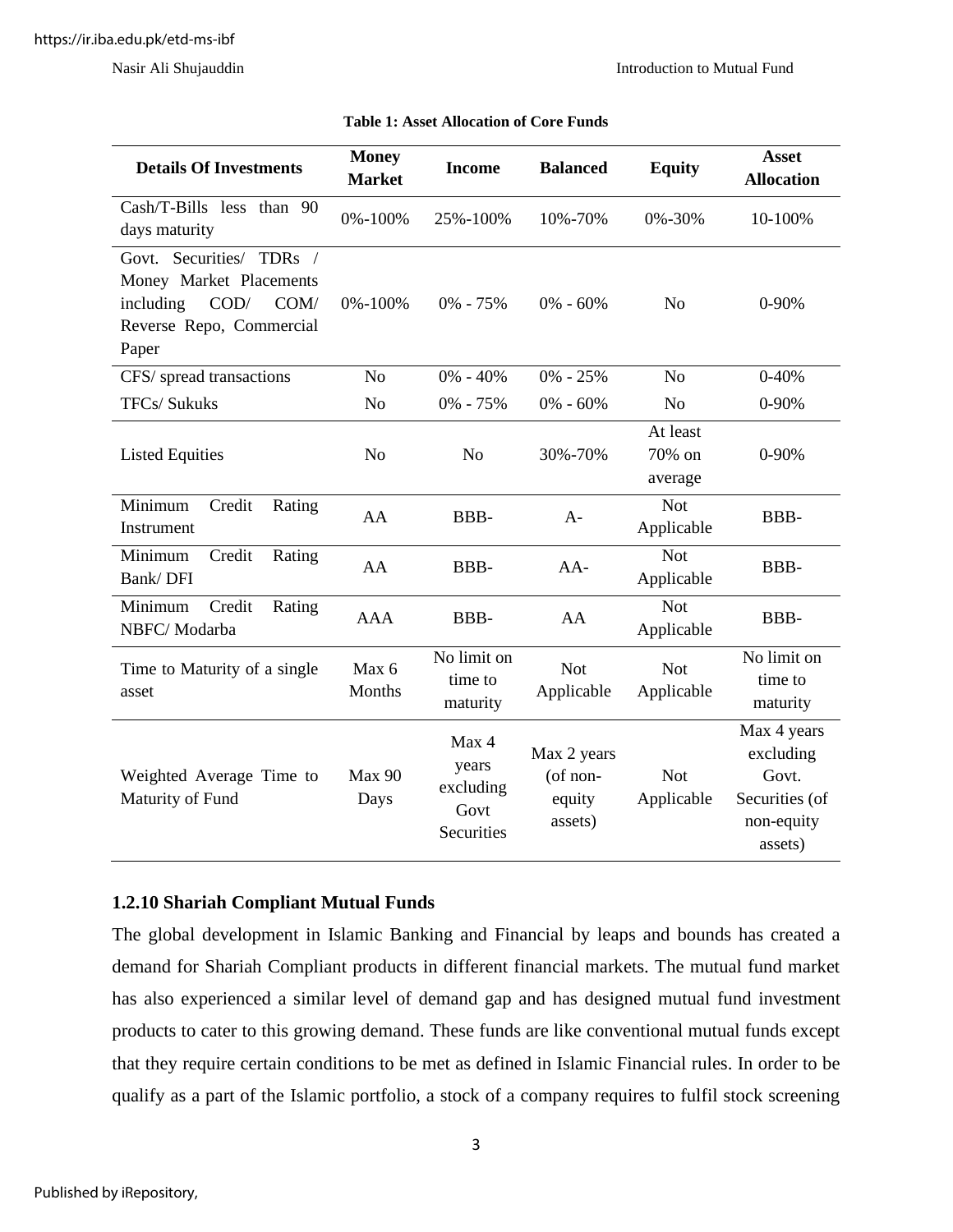**Table 1: Asset Allocation of Core Funds**

| Details Of Investments | Money Market | Income | Balanced | Equity | Asset Allocation |
|---|---|---|---|---|---|
| Cash/T-Bills less than 90 days maturity | 0%-100% | 25%-100% | 10%-70% | 0%-30% | 10-100% |
| Govt. Securities/ TDRs / Money Market Placements including COD/ COM/ Reverse Repo, Commercial Paper | 0%-100% | 0% - 75% | 0% - 60% | No | 0-90% |
| CFS/ spread transactions | No | 0% - 40% | 0% - 25% | No | 0-40% |
| TFCs/ Sukuks | No | 0% - 75% | 0% - 60% | No | 0-90% |
| Listed Equities | No | No | 30%-70% | At least 70% on average | 0-90% |
| Minimum Credit Rating Instrument | AA | BBB- | A- | Not Applicable | BBB- |
| Minimum Credit Rating Bank/ DFI | AA | BBB- | AA- | Not Applicable | BBB- |
| Minimum Credit Rating NBFC/ Modarba | AAA | BBB- | AA | Not Applicable | BBB- |
| Time to Maturity of a single asset | Max 6 Months | No limit on time to maturity | Not Applicable | Not Applicable | No limit on time to maturity |
| Weighted Average Time to Maturity of Fund | Max 90 Days | Max 4 years excluding Govt Securities | Max 2 years (of non-equity assets) | Not Applicable | Max 4 years excluding Govt. Securities (of non-equity assets) |

### 1.2.10 Shariah Compliant Mutual Funds

The global development in Islamic Banking and Financial by leaps and bounds has created a demand for Shariah Compliant products in different financial markets. The mutual fund market has also experienced a similar level of demand gap and has designed mutual fund investment products to cater to this growing demand. These funds are like conventional mutual funds except that they require certain conditions to be met as defined in Islamic Financial rules. In order to be qualify as a part of the Islamic portfolio, a stock of a company requires to fulfil stock screening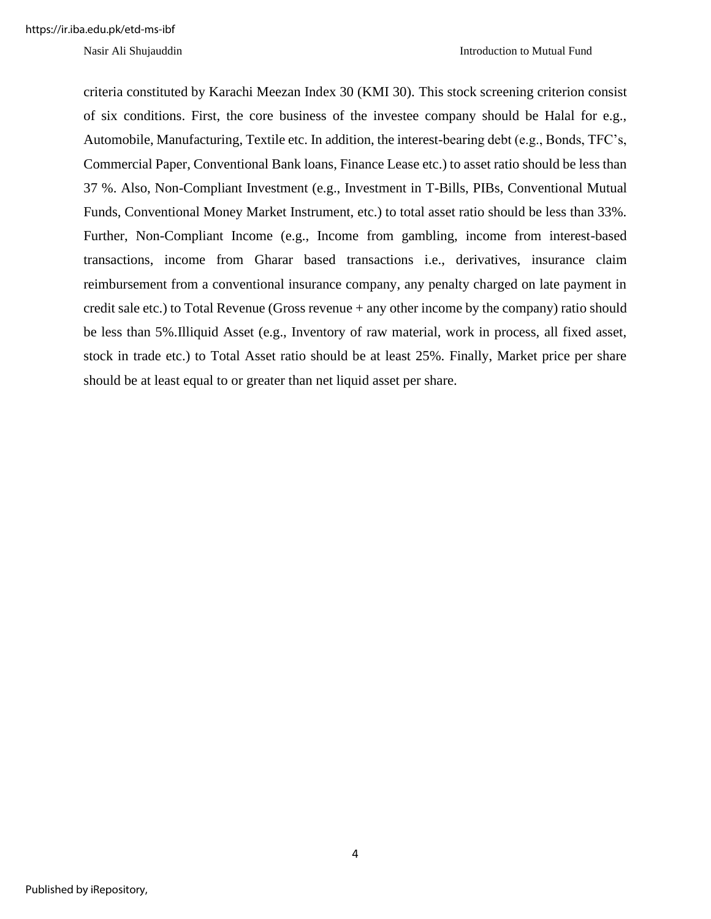criteria constituted by Karachi Meezan Index 30 (KMI 30). This stock screening criterion consist of six conditions. First, the core business of the investee company should be Halal for e.g., Automobile, Manufacturing, Textile etc. In addition, the interest-bearing debt (e.g., Bonds, TFC's, Commercial Paper, Conventional Bank loans, Finance Lease etc.) to asset ratio should be less than 37 %. Also, Non-Compliant Investment (e.g., Investment in T-Bills, PIBs, Conventional Mutual Funds, Conventional Money Market Instrument, etc.) to total asset ratio should be less than 33%. Further, Non-Compliant Income (e.g., Income from gambling, income from interest-based transactions, income from Gharar based transactions i.e., derivatives, insurance claim reimbursement from a conventional insurance company, any penalty charged on late payment in credit sale etc.) to Total Revenue (Gross revenue + any other income by the company) ratio should be less than 5%.Illiquid Asset (e.g., Inventory of raw material, work in process, all fixed asset, stock in trade etc.) to Total Asset ratio should be at least 25%. Finally, Market price per share should be at least equal to or greater than net liquid asset per share.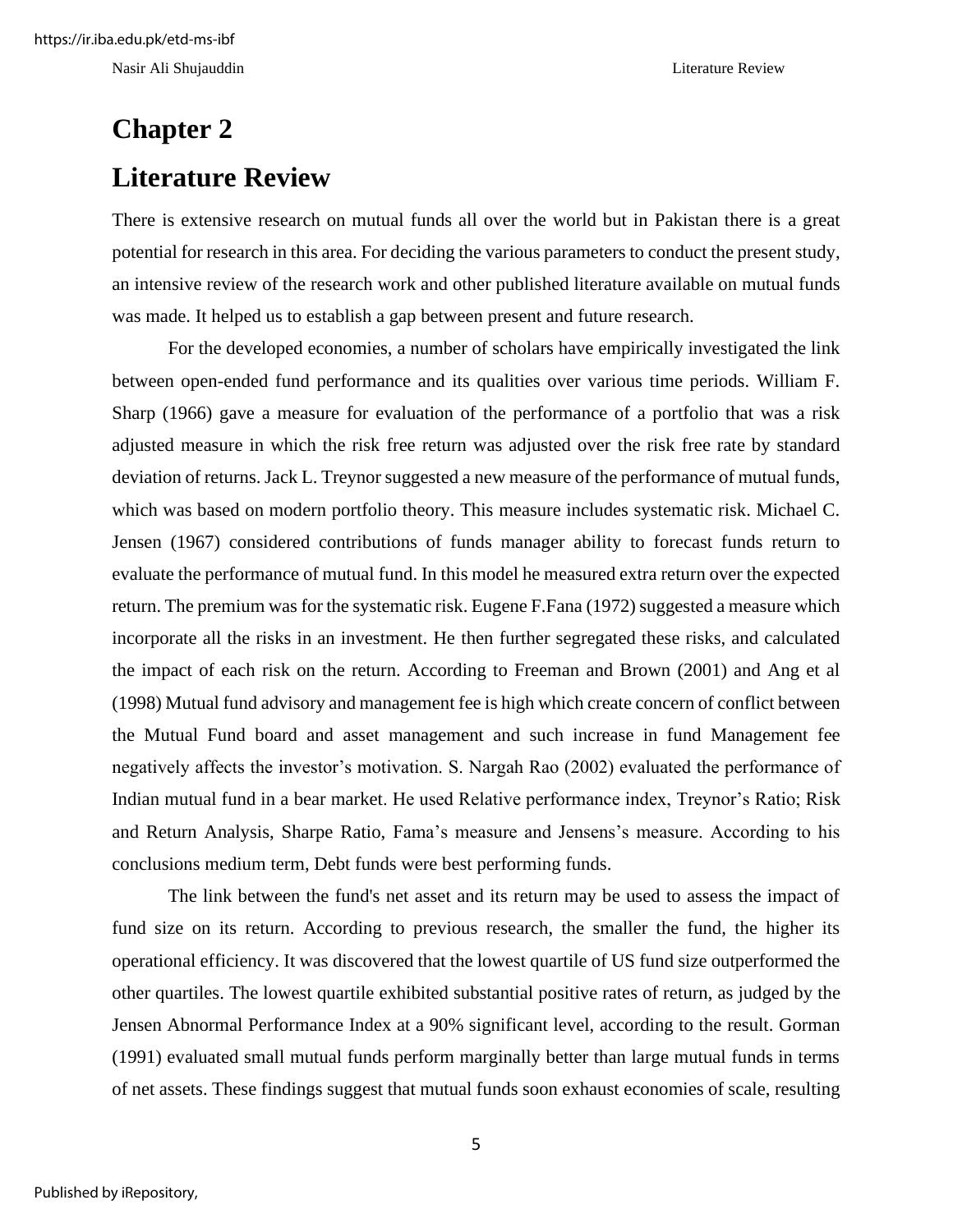# Chapter 2

# Literature Review

There is extensive research on mutual funds all over the world but in Pakistan there is a great potential for research in this area. For deciding the various parameters to conduct the present study, an intensive review of the research work and other published literature available on mutual funds was made. It helped us to establish a gap between present and future research.

For the developed economies, a number of scholars have empirically investigated the link between open-ended fund performance and its qualities over various time periods. William F. Sharp (1966) gave a measure for evaluation of the performance of a portfolio that was a risk adjusted measure in which the risk free return was adjusted over the risk free rate by standard deviation of returns. Jack L. Treynor suggested a new measure of the performance of mutual funds, which was based on modern portfolio theory. This measure includes systematic risk. Michael C. Jensen (1967) considered contributions of funds manager ability to forecast funds return to evaluate the performance of mutual fund. In this model he measured extra return over the expected return. The premium was for the systematic risk. Eugene F.Fana (1972) suggested a measure which incorporate all the risks in an investment. He then further segregated these risks, and calculated the impact of each risk on the return. According to Freeman and Brown (2001) and Ang et al (1998) Mutual fund advisory and management fee is high which create concern of conflict between the Mutual Fund board and asset management and such increase in fund Management fee negatively affects the investor's motivation. S. Nargah Rao (2002) evaluated the performance of Indian mutual fund in a bear market. He used Relative performance index, Treynor's Ratio; Risk and Return Analysis, Sharpe Ratio, Fama's measure and Jensens's measure. According to his conclusions medium term, Debt funds were best performing funds.

The link between the fund's net asset and its return may be used to assess the impact of fund size on its return. According to previous research, the smaller the fund, the higher its operational efficiency. It was discovered that the lowest quartile of US fund size outperformed the other quartiles. The lowest quartile exhibited substantial positive rates of return, as judged by the Jensen Abnormal Performance Index at a 90% significant level, according to the result. Gorman (1991) evaluated small mutual funds perform marginally better than large mutual funds in terms of net assets. These findings suggest that mutual funds soon exhaust economies of scale, resulting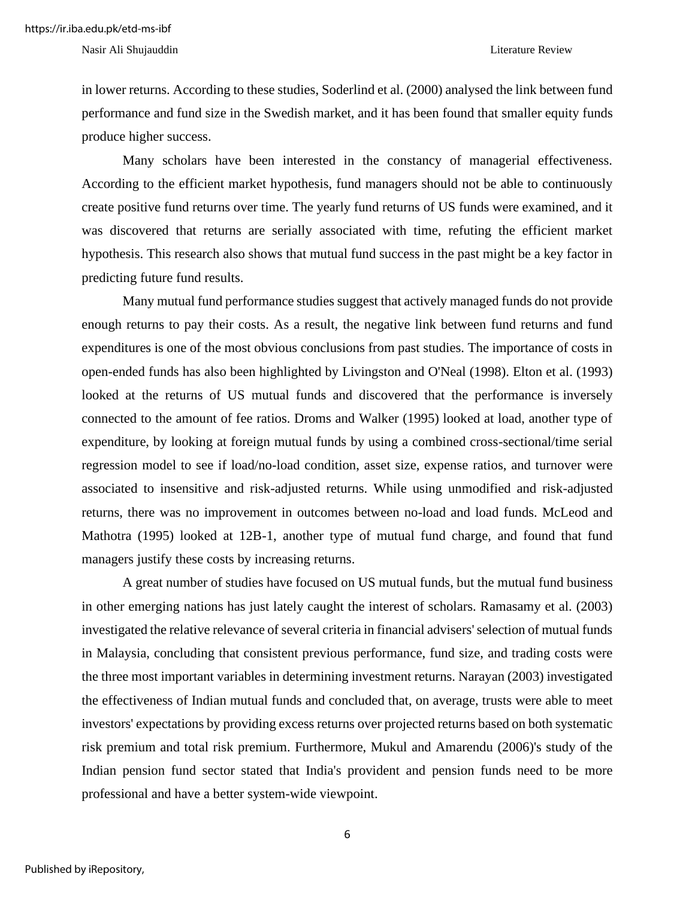in lower returns. According to these studies, Soderlind et al. (2000) analysed the link between fund performance and fund size in the Swedish market, and it has been found that smaller equity funds produce higher success.

Many scholars have been interested in the constancy of managerial effectiveness. According to the efficient market hypothesis, fund managers should not be able to continuously create positive fund returns over time. The yearly fund returns of US funds were examined, and it was discovered that returns are serially associated with time, refuting the efficient market hypothesis. This research also shows that mutual fund success in the past might be a key factor in predicting future fund results.

Many mutual fund performance studies suggest that actively managed funds do not provide enough returns to pay their costs. As a result, the negative link between fund returns and fund expenditures is one of the most obvious conclusions from past studies. The importance of costs in open-ended funds has also been highlighted by Livingston and O'Neal (1998). Elton et al. (1993) looked at the returns of US mutual funds and discovered that the performance is inversely connected to the amount of fee ratios. Droms and Walker (1995) looked at load, another type of expenditure, by looking at foreign mutual funds by using a combined cross-sectional/time serial regression model to see if load/no-load condition, asset size, expense ratios, and turnover were associated to insensitive and risk-adjusted returns. While using unmodified and risk-adjusted returns, there was no improvement in outcomes between no-load and load funds. McLeod and Mathotra (1995) looked at 12B-1, another type of mutual fund charge, and found that fund managers justify these costs by increasing returns.

A great number of studies have focused on US mutual funds, but the mutual fund business in other emerging nations has just lately caught the interest of scholars. Ramasamy et al. (2003) investigated the relative relevance of several criteria in financial advisers' selection of mutual funds in Malaysia, concluding that consistent previous performance, fund size, and trading costs were the three most important variables in determining investment returns. Narayan (2003) investigated the effectiveness of Indian mutual funds and concluded that, on average, trusts were able to meet investors' expectations by providing excess returns over projected returns based on both systematic risk premium and total risk premium. Furthermore, Mukul and Amarendu (2006)'s study of the Indian pension fund sector stated that India's provident and pension funds need to be more professional and have a better system-wide viewpoint.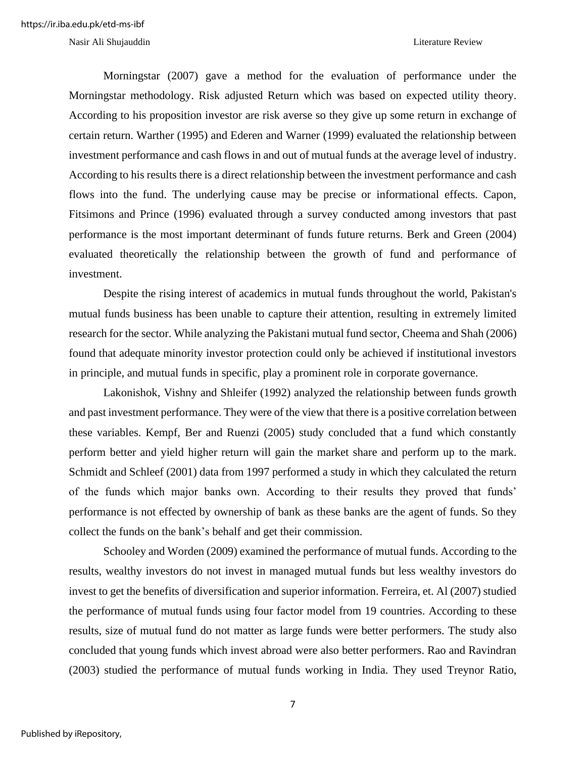Morningstar (2007) gave a method for the evaluation of performance under the Morningstar methodology. Risk adjusted Return which was based on expected utility theory. According to his proposition investor are risk averse so they give up some return in exchange of certain return. Warther (1995) and Ederen and Warner (1999) evaluated the relationship between investment performance and cash flows in and out of mutual funds at the average level of industry. According to his results there is a direct relationship between the investment performance and cash flows into the fund. The underlying cause may be precise or informational effects. Capon, Fitsimons and Prince (1996) evaluated through a survey conducted among investors that past performance is the most important determinant of funds future returns. Berk and Green (2004) evaluated theoretically the relationship between the growth of fund and performance of investment.

Despite the rising interest of academics in mutual funds throughout the world, Pakistan's mutual funds business has been unable to capture their attention, resulting in extremely limited research for the sector. While analyzing the Pakistani mutual fund sector, Cheema and Shah (2006) found that adequate minority investor protection could only be achieved if institutional investors in principle, and mutual funds in specific, play a prominent role in corporate governance.

Lakonishok, Vishny and Shleifer (1992) analyzed the relationship between funds growth and past investment performance. They were of the view that there is a positive correlation between these variables. Kempf, Ber and Ruenzi (2005) study concluded that a fund which constantly perform better and yield higher return will gain the market share and perform up to the mark. Schmidt and Schleef (2001) data from 1997 performed a study in which they calculated the return of the funds which major banks own. According to their results they proved that funds' performance is not effected by ownership of bank as these banks are the agent of funds. So they collect the funds on the bank's behalf and get their commission.

Schooley and Worden (2009) examined the performance of mutual funds. According to the results, wealthy investors do not invest in managed mutual funds but less wealthy investors do invest to get the benefits of diversification and superior information. Ferreira, et. Al (2007) studied the performance of mutual funds using four factor model from 19 countries. According to these results, size of mutual fund do not matter as large funds were better performers. The study also concluded that young funds which invest abroad were also better performers. Rao and Ravindran (2003) studied the performance of mutual funds working in India. They used Treynor Ratio,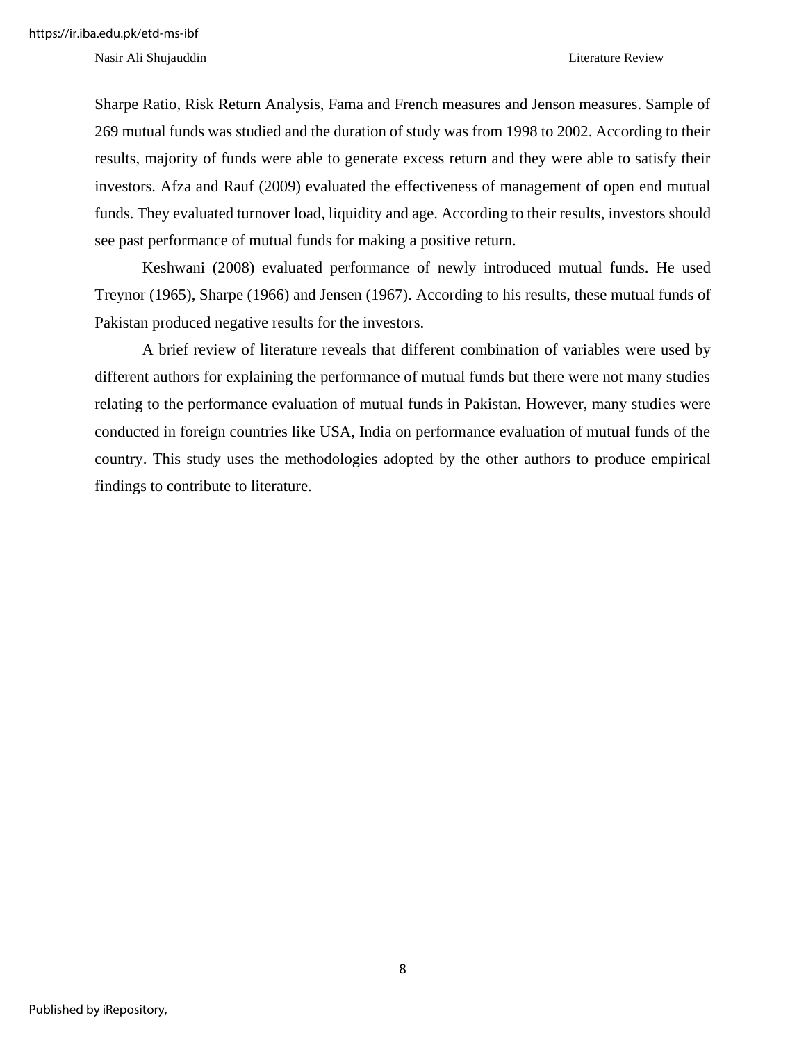Sharpe Ratio, Risk Return Analysis, Fama and French measures and Jenson measures. Sample of 269 mutual funds was studied and the duration of study was from 1998 to 2002. According to their results, majority of funds were able to generate excess return and they were able to satisfy their investors. Afza and Rauf (2009) evaluated the effectiveness of management of open end mutual funds. They evaluated turnover load, liquidity and age. According to their results, investors should see past performance of mutual funds for making a positive return.

Keshwani (2008) evaluated performance of newly introduced mutual funds. He used Treynor (1965), Sharpe (1966) and Jensen (1967). According to his results, these mutual funds of Pakistan produced negative results for the investors.

A brief review of literature reveals that different combination of variables were used by different authors for explaining the performance of mutual funds but there were not many studies relating to the performance evaluation of mutual funds in Pakistan. However, many studies were conducted in foreign countries like USA, India on performance evaluation of mutual funds of the country. This study uses the methodologies adopted by the other authors to produce empirical findings to contribute to literature.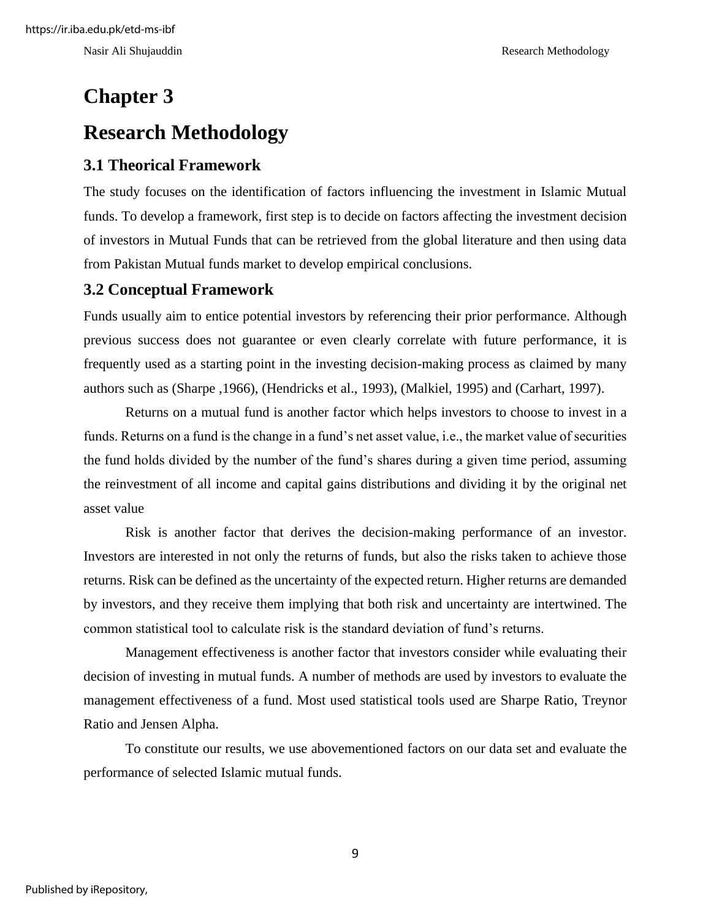# Chapter 3

# Research Methodology

## 3.1 Theorical Framework

The study focuses on the identification of factors influencing the investment in Islamic Mutual funds. To develop a framework, first step is to decide on factors affecting the investment decision of investors in Mutual Funds that can be retrieved from the global literature and then using data from Pakistan Mutual funds market to develop empirical conclusions.

## 3.2 Conceptual Framework

Funds usually aim to entice potential investors by referencing their prior performance. Although previous success does not guarantee or even clearly correlate with future performance, it is frequently used as a starting point in the investing decision-making process as claimed by many authors such as (Sharpe ,1966), (Hendricks et al., 1993), (Malkiel, 1995) and (Carhart, 1997).

Returns on a mutual fund is another factor which helps investors to choose to invest in a funds. Returns on a fund is the change in a fund's net asset value, i.e., the market value of securities the fund holds divided by the number of the fund's shares during a given time period, assuming the reinvestment of all income and capital gains distributions and dividing it by the original net asset value

Risk is another factor that derives the decision-making performance of an investor. Investors are interested in not only the returns of funds, but also the risks taken to achieve those returns. Risk can be defined as the uncertainty of the expected return. Higher returns are demanded by investors, and they receive them implying that both risk and uncertainty are intertwined. The common statistical tool to calculate risk is the standard deviation of fund's returns.

Management effectiveness is another factor that investors consider while evaluating their decision of investing in mutual funds. A number of methods are used by investors to evaluate the management effectiveness of a fund. Most used statistical tools used are Sharpe Ratio, Treynor Ratio and Jensen Alpha.

To constitute our results, we use abovementioned factors on our data set and evaluate the performance of selected Islamic mutual funds.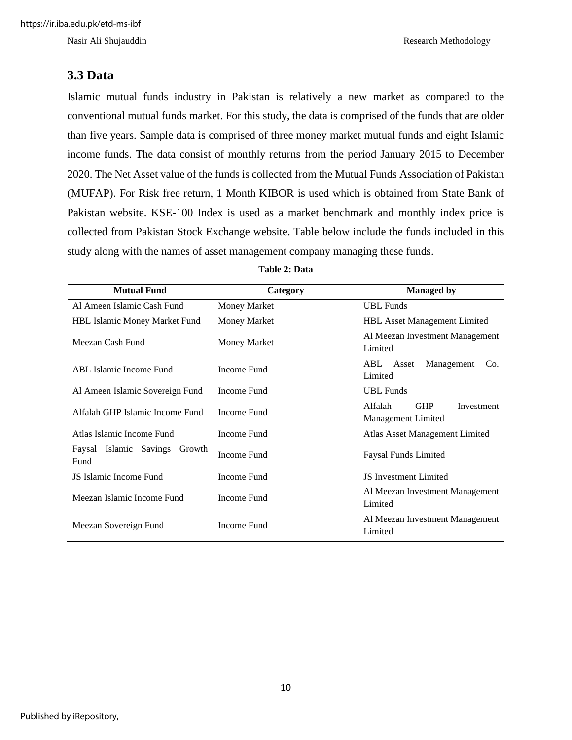## 3.3 Data

Islamic mutual funds industry in Pakistan is relatively a new market as compared to the conventional mutual funds market. For this study, the data is comprised of the funds that are older than five years. Sample data is comprised of three money market mutual funds and eight Islamic income funds. The data consist of monthly returns from the period January 2015 to December 2020. The Net Asset value of the funds is collected from the Mutual Funds Association of Pakistan (MUFAP). For Risk free return, 1 Month KIBOR is used which is obtained from State Bank of Pakistan website. KSE-100 Index is used as a market benchmark and monthly index price is collected from Pakistan Stock Exchange website. Table below include the funds included in this study along with the names of asset management company managing these funds.

**Table 2: Data**

| Mutual Fund | Category | Managed by |
|---|---|---|
| Al Ameen Islamic Cash Fund | Money Market | UBL Funds |
| HBL Islamic Money Market Fund | Money Market | HBL Asset Management Limited |
| Meezan Cash Fund | Money Market | Al Meezan Investment Management Limited |
| ABL Islamic Income Fund | Income Fund | ABL Asset Management Co. Limited |
| Al Ameen Islamic Sovereign Fund | Income Fund | UBL Funds |
| Alfalah GHP Islamic Income Fund | Income Fund | Alfalah GHP Investment Management Limited |
| Atlas Islamic Income Fund | Income Fund | Atlas Asset Management Limited |
| Faysal Islamic Savings Growth Fund | Income Fund | Faysal Funds Limited |
| JS Islamic Income Fund | Income Fund | JS Investment Limited |
| Meezan Islamic Income Fund | Income Fund | Al Meezan Investment Management Limited |
| Meezan Sovereign Fund | Income Fund | Al Meezan Investment Management Limited |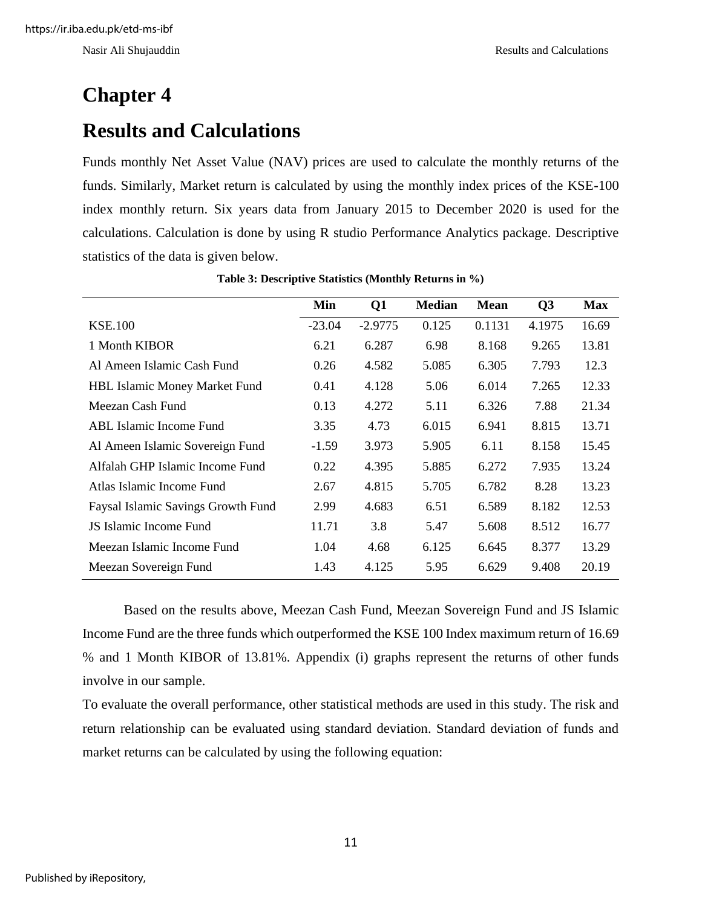# Chapter 4

# Results and Calculations

Funds monthly Net Asset Value (NAV) prices are used to calculate the monthly returns of the funds. Similarly, Market return is calculated by using the monthly index prices of the KSE-100 index monthly return. Six years data from January 2015 to December 2020 is used for the calculations. Calculation is done by using R studio Performance Analytics package. Descriptive statistics of the data is given below.

**Table 3: Descriptive Statistics (Monthly Returns in %)**

| | Min | Q1 | Median | Mean | Q3 | Max |
|---|---|---|---|---|---|---|
| KSE.100 | -23.04 | -2.9775 | 0.125 | 0.1131 | 4.1975 | 16.69 |
| 1 Month KIBOR | 6.21 | 6.287 | 6.98 | 8.168 | 9.265 | 13.81 |
| Al Ameen Islamic Cash Fund | 0.26 | 4.582 | 5.085 | 6.305 | 7.793 | 12.3 |
| HBL Islamic Money Market Fund | 0.41 | 4.128 | 5.06 | 6.014 | 7.265 | 12.33 |
| Meezan Cash Fund | 0.13 | 4.272 | 5.11 | 6.326 | 7.88 | 21.34 |
| ABL Islamic Income Fund | 3.35 | 4.73 | 6.015 | 6.941 | 8.815 | 13.71 |
| Al Ameen Islamic Sovereign Fund | -1.59 | 3.973 | 5.905 | 6.11 | 8.158 | 15.45 |
| Alfalah GHP Islamic Income Fund | 0.22 | 4.395 | 5.885 | 6.272 | 7.935 | 13.24 |
| Atlas Islamic Income Fund | 2.67 | 4.815 | 5.705 | 6.782 | 8.28 | 13.23 |
| Faysal Islamic Savings Growth Fund | 2.99 | 4.683 | 6.51 | 6.589 | 8.182 | 12.53 |
| JS Islamic Income Fund | 11.71 | 3.8 | 5.47 | 5.608 | 8.512 | 16.77 |
| Meezan Islamic Income Fund | 1.04 | 4.68 | 6.125 | 6.645 | 8.377 | 13.29 |
| Meezan Sovereign Fund | 1.43 | 4.125 | 5.95 | 6.629 | 9.408 | 20.19 |

Based on the results above, Meezan Cash Fund, Meezan Sovereign Fund and JS Islamic Income Fund are the three funds which outperformed the KSE 100 Index maximum return of 16.69 % and 1 Month KIBOR of 13.81%. Appendix (i) graphs represent the returns of other funds involve in our sample.

To evaluate the overall performance, other statistical methods are used in this study. The risk and return relationship can be evaluated using standard deviation. Standard deviation of funds and market returns can be calculated by using the following equation: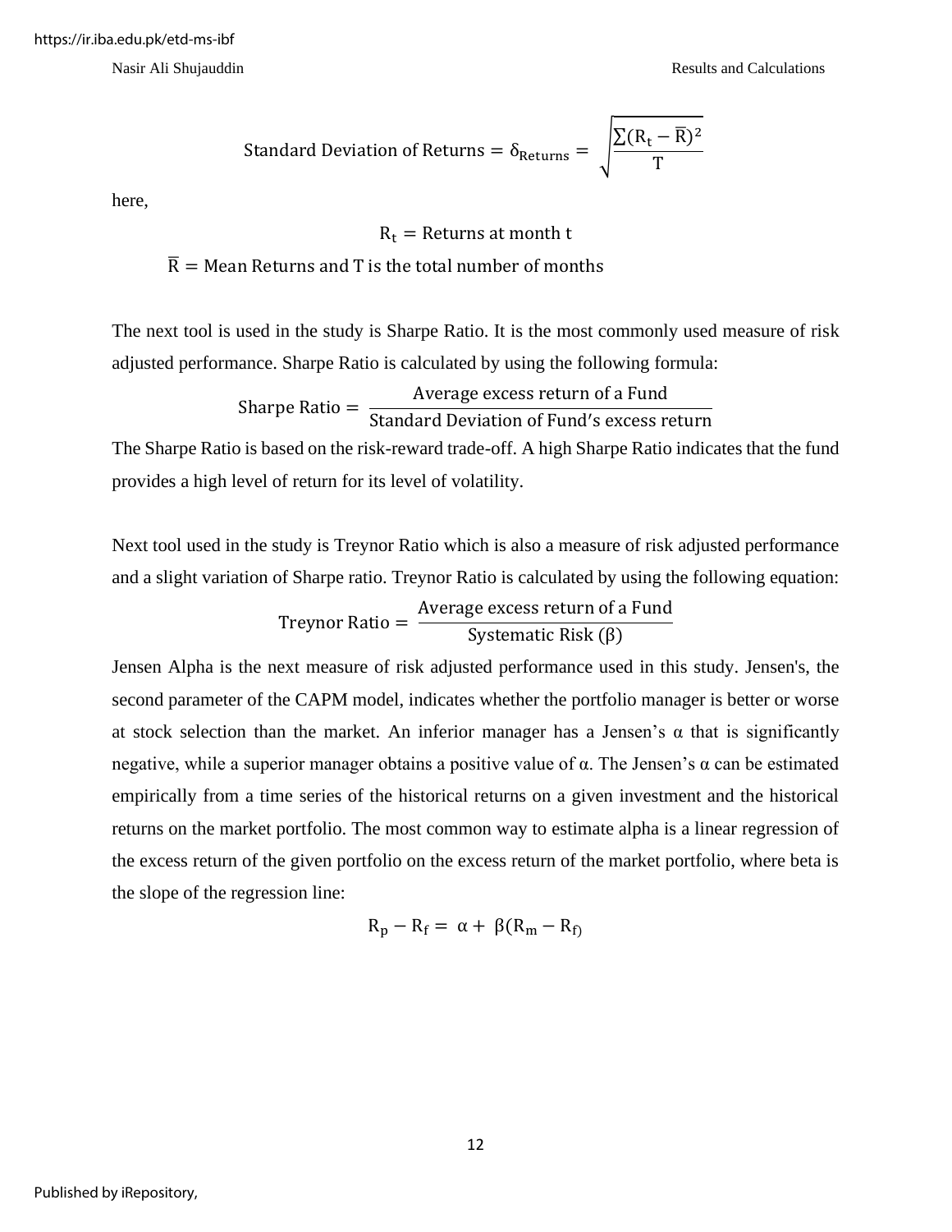$$\text{Standard Deviation of Returns} = \delta_{\text{Returns}} = \sqrt{\frac{\sum(R_t - \overline{R})^2}{T}}$$

here,

$$R_t = \text{Returns at month t}$$

$$\overline{R} = \text{Mean Returns and T is the total number of months}$$

The next tool is used in the study is Sharpe Ratio. It is the most commonly used measure of risk adjusted performance. Sharpe Ratio is calculated by using the following formula:

$$\text{Sharpe Ratio} = \frac{\text{Average excess return of a Fund}}{\text{Standard Deviation of Fund's excess return}}$$

The Sharpe Ratio is based on the risk-reward trade-off. A high Sharpe Ratio indicates that the fund provides a high level of return for its level of volatility.

Next tool used in the study is Treynor Ratio which is also a measure of risk adjusted performance and a slight variation of Sharpe ratio. Treynor Ratio is calculated by using the following equation:

$$\text{Treynor Ratio} = \frac{\text{Average excess return of a Fund}}{\text{Systematic Risk } (\beta)}$$

Jensen Alpha is the next measure of risk adjusted performance used in this study. Jensen's, the second parameter of the CAPM model, indicates whether the portfolio manager is better or worse at stock selection than the market. An inferior manager has a Jensen's α that is significantly negative, while a superior manager obtains a positive value of α. The Jensen's α can be estimated empirically from a time series of the historical returns on a given investment and the historical returns on the market portfolio. The most common way to estimate alpha is a linear regression of the excess return of the given portfolio on the excess return of the market portfolio, where beta is the slope of the regression line:

$$R_p - R_f = \alpha + \beta(R_m - R_f)$$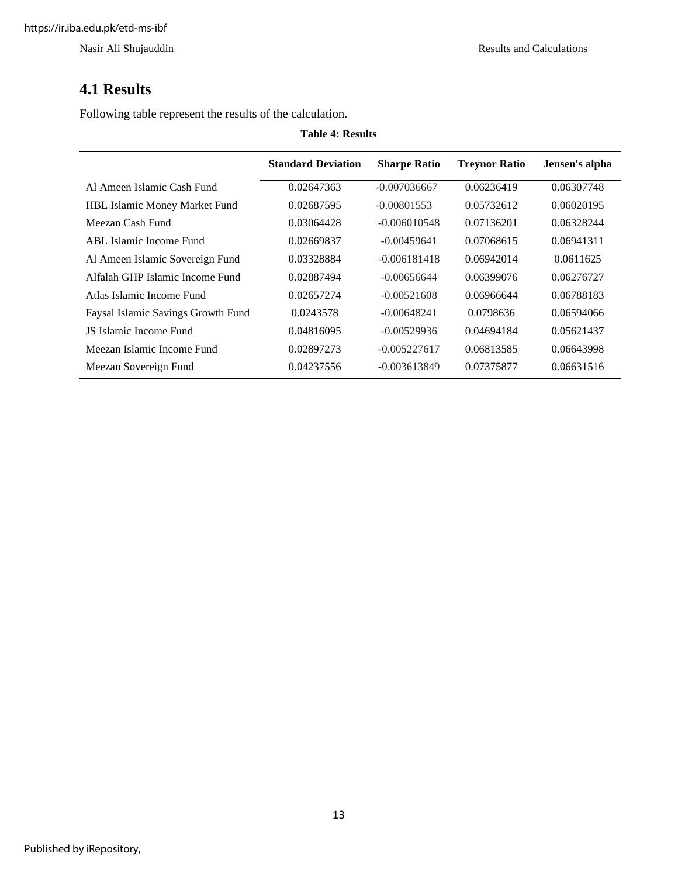## 4.1 Results

Following table represent the results of the calculation.

**Table 4: Results**

| | Standard Deviation | Sharpe Ratio | Treynor Ratio | Jensen's alpha |
|---|---|---|---|---|
| Al Ameen Islamic Cash Fund | 0.02647363 | -0.007036667 | 0.06236419 | 0.06307748 |
| HBL Islamic Money Market Fund | 0.02687595 | -0.00801553 | 0.05732612 | 0.06020195 |
| Meezan Cash Fund | 0.03064428 | -0.006010548 | 0.07136201 | 0.06328244 |
| ABL Islamic Income Fund | 0.02669837 | -0.00459641 | 0.07068615 | 0.06941311 |
| Al Ameen Islamic Sovereign Fund | 0.03328884 | -0.006181418 | 0.06942014 | 0.0611625 |
| Alfalah GHP Islamic Income Fund | 0.02887494 | -0.00656644 | 0.06399076 | 0.06276727 |
| Atlas Islamic Income Fund | 0.02657274 | -0.00521608 | 0.06966644 | 0.06788183 |
| Faysal Islamic Savings Growth Fund | 0.0243578 | -0.00648241 | 0.0798636 | 0.06594066 |
| JS Islamic Income Fund | 0.04816095 | -0.00529936 | 0.04694184 | 0.05621437 |
| Meezan Islamic Income Fund | 0.02897273 | -0.005227617 | 0.06813585 | 0.06643998 |
| Meezan Sovereign Fund | 0.04237556 | -0.003613849 | 0.07375877 | 0.06631516 |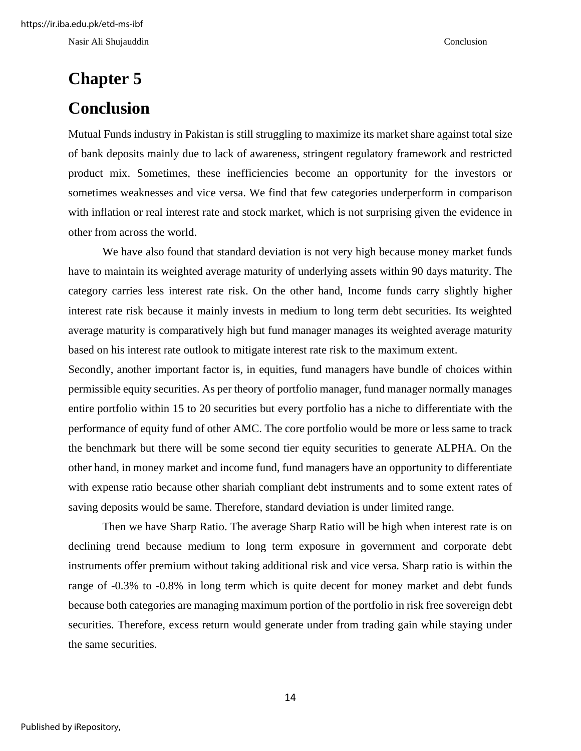# Chapter 5

# Conclusion

Mutual Funds industry in Pakistan is still struggling to maximize its market share against total size of bank deposits mainly due to lack of awareness, stringent regulatory framework and restricted product mix. Sometimes, these inefficiencies become an opportunity for the investors or sometimes weaknesses and vice versa. We find that few categories underperform in comparison with inflation or real interest rate and stock market, which is not surprising given the evidence in other from across the world.

We have also found that standard deviation is not very high because money market funds have to maintain its weighted average maturity of underlying assets within 90 days maturity. The category carries less interest rate risk. On the other hand, Income funds carry slightly higher interest rate risk because it mainly invests in medium to long term debt securities. Its weighted average maturity is comparatively high but fund manager manages its weighted average maturity based on his interest rate outlook to mitigate interest rate risk to the maximum extent.

Secondly, another important factor is, in equities, fund managers have bundle of choices within permissible equity securities. As per theory of portfolio manager, fund manager normally manages entire portfolio within 15 to 20 securities but every portfolio has a niche to differentiate with the performance of equity fund of other AMC. The core portfolio would be more or less same to track the benchmark but there will be some second tier equity securities to generate ALPHA. On the other hand, in money market and income fund, fund managers have an opportunity to differentiate with expense ratio because other shariah compliant debt instruments and to some extent rates of saving deposits would be same. Therefore, standard deviation is under limited range.

Then we have Sharp Ratio. The average Sharp Ratio will be high when interest rate is on declining trend because medium to long term exposure in government and corporate debt instruments offer premium without taking additional risk and vice versa. Sharp ratio is within the range of -0.3% to -0.8% in long term which is quite decent for money market and debt funds because both categories are managing maximum portion of the portfolio in risk free sovereign debt securities. Therefore, excess return would generate under from trading gain while staying under the same securities.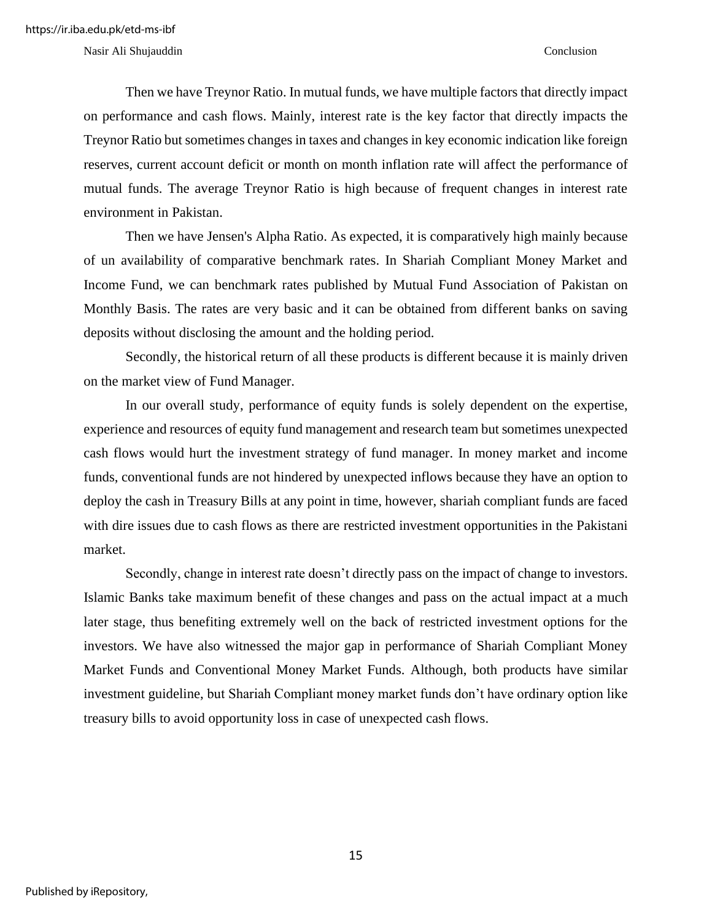Then we have Treynor Ratio. In mutual funds, we have multiple factors that directly impact on performance and cash flows. Mainly, interest rate is the key factor that directly impacts the Treynor Ratio but sometimes changes in taxes and changes in key economic indication like foreign reserves, current account deficit or month on month inflation rate will affect the performance of mutual funds. The average Treynor Ratio is high because of frequent changes in interest rate environment in Pakistan.

Then we have Jensen's Alpha Ratio. As expected, it is comparatively high mainly because of un availability of comparative benchmark rates. In Shariah Compliant Money Market and Income Fund, we can benchmark rates published by Mutual Fund Association of Pakistan on Monthly Basis. The rates are very basic and it can be obtained from different banks on saving deposits without disclosing the amount and the holding period.

Secondly, the historical return of all these products is different because it is mainly driven on the market view of Fund Manager.

In our overall study, performance of equity funds is solely dependent on the expertise, experience and resources of equity fund management and research team but sometimes unexpected cash flows would hurt the investment strategy of fund manager. In money market and income funds, conventional funds are not hindered by unexpected inflows because they have an option to deploy the cash in Treasury Bills at any point in time, however, shariah compliant funds are faced with dire issues due to cash flows as there are restricted investment opportunities in the Pakistani market.

Secondly, change in interest rate doesn't directly pass on the impact of change to investors. Islamic Banks take maximum benefit of these changes and pass on the actual impact at a much later stage, thus benefiting extremely well on the back of restricted investment options for the investors. We have also witnessed the major gap in performance of Shariah Compliant Money Market Funds and Conventional Money Market Funds. Although, both products have similar investment guideline, but Shariah Compliant money market funds don't have ordinary option like treasury bills to avoid opportunity loss in case of unexpected cash flows.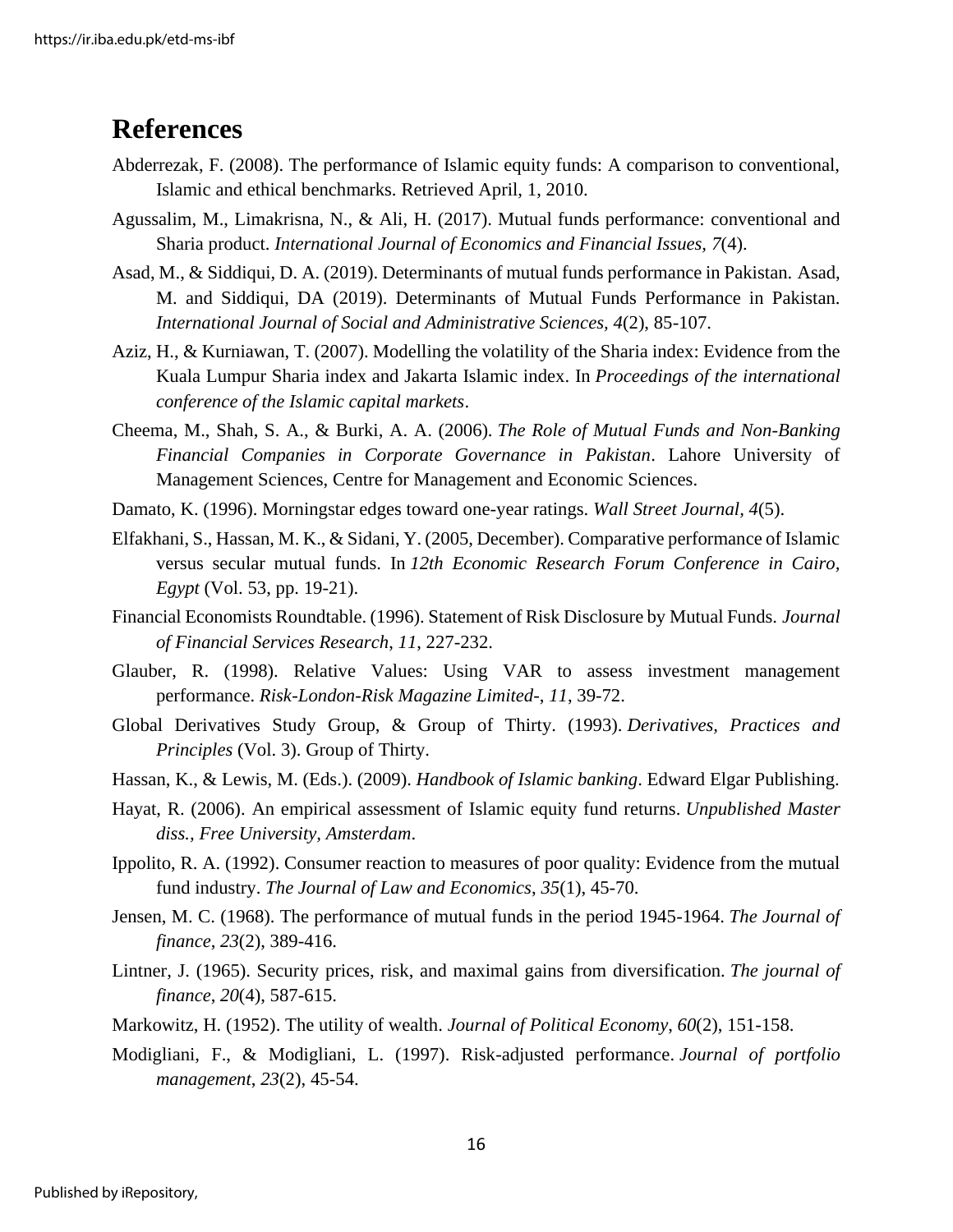# References

Abderrezak, F. (2008). The performance of Islamic equity funds: A comparison to conventional, Islamic and ethical benchmarks. Retrieved April, 1, 2010.

Agussalim, M., Limakrisna, N., & Ali, H. (2017). Mutual funds performance: conventional and Sharia product. *International Journal of Economics and Financial Issues*, *7*(4).

Asad, M., & Siddiqui, D. A. (2019). Determinants of mutual funds performance in Pakistan. Asad, M. and Siddiqui, DA (2019). Determinants of Mutual Funds Performance in Pakistan. *International Journal of Social and Administrative Sciences*, *4*(2), 85-107.

Aziz, H., & Kurniawan, T. (2007). Modelling the volatility of the Sharia index: Evidence from the Kuala Lumpur Sharia index and Jakarta Islamic index. In *Proceedings of the international conference of the Islamic capital markets*.

Cheema, M., Shah, S. A., & Burki, A. A. (2006). *The Role of Mutual Funds and Non-Banking Financial Companies in Corporate Governance in Pakistan*. Lahore University of Management Sciences, Centre for Management and Economic Sciences.

Damato, K. (1996). Morningstar edges toward one-year ratings. *Wall Street Journal*, *4*(5).

Elfakhani, S., Hassan, M. K., & Sidani, Y. (2005, December). Comparative performance of Islamic versus secular mutual funds. In *12th Economic Research Forum Conference in Cairo, Egypt* (Vol. 53, pp. 19-21).

Financial Economists Roundtable. (1996). Statement of Risk Disclosure by Mutual Funds. *Journal of Financial Services Research*, *11*, 227-232.

Glauber, R. (1998). Relative Values: Using VAR to assess investment management performance. *Risk-London-Risk Magazine Limited-*, *11*, 39-72.

Global Derivatives Study Group, & Group of Thirty. (1993). *Derivatives, Practices and Principles* (Vol. 3). Group of Thirty.

Hassan, K., & Lewis, M. (Eds.). (2009). *Handbook of Islamic banking*. Edward Elgar Publishing.

Hayat, R. (2006). An empirical assessment of Islamic equity fund returns. *Unpublished Master diss., Free University, Amsterdam*.

Ippolito, R. A. (1992). Consumer reaction to measures of poor quality: Evidence from the mutual fund industry. *The Journal of Law and Economics*, *35*(1), 45-70.

Jensen, M. C. (1968). The performance of mutual funds in the period 1945-1964. *The Journal of finance*, *23*(2), 389-416.

Lintner, J. (1965). Security prices, risk, and maximal gains from diversification. *The journal of finance*, *20*(4), 587-615.

Markowitz, H. (1952). The utility of wealth. *Journal of Political Economy*, *60*(2), 151-158.

Modigliani, F., & Modigliani, L. (1997). Risk-adjusted performance. *Journal of portfolio management*, *23*(2), 45-54.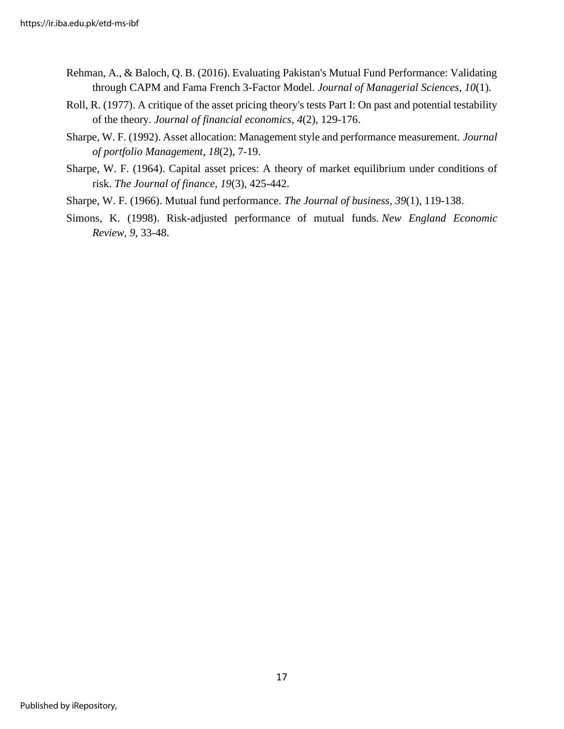Rehman, A., & Baloch, Q. B. (2016). Evaluating Pakistan's Mutual Fund Performance: Validating through CAPM and Fama French 3-Factor Model. *Journal of Managerial Sciences*, *10*(1).

Roll, R. (1977). A critique of the asset pricing theory's tests Part I: On past and potential testability of the theory. *Journal of financial economics*, *4*(2), 129-176.

Sharpe, W. F. (1992). Asset allocation: Management style and performance measurement. *Journal of portfolio Management*, *18*(2), 7-19.

Sharpe, W. F. (1964). Capital asset prices: A theory of market equilibrium under conditions of risk. *The Journal of finance*, *19*(3), 425-442.

Sharpe, W. F. (1966). Mutual fund performance. *The Journal of business*, *39*(1), 119-138.

Simons, K. (1998). Risk-adjusted performance of mutual funds. *New England Economic Review*, *9*, 33-48.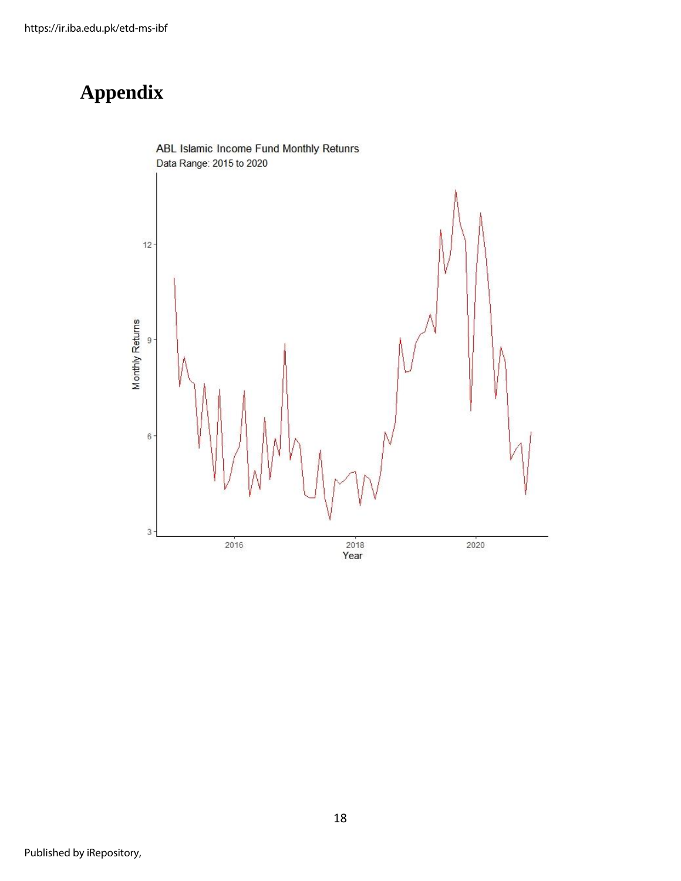# Appendix

ABL Islamic Income Fund Monthly Retunrs

Data Range: 2015 to 2020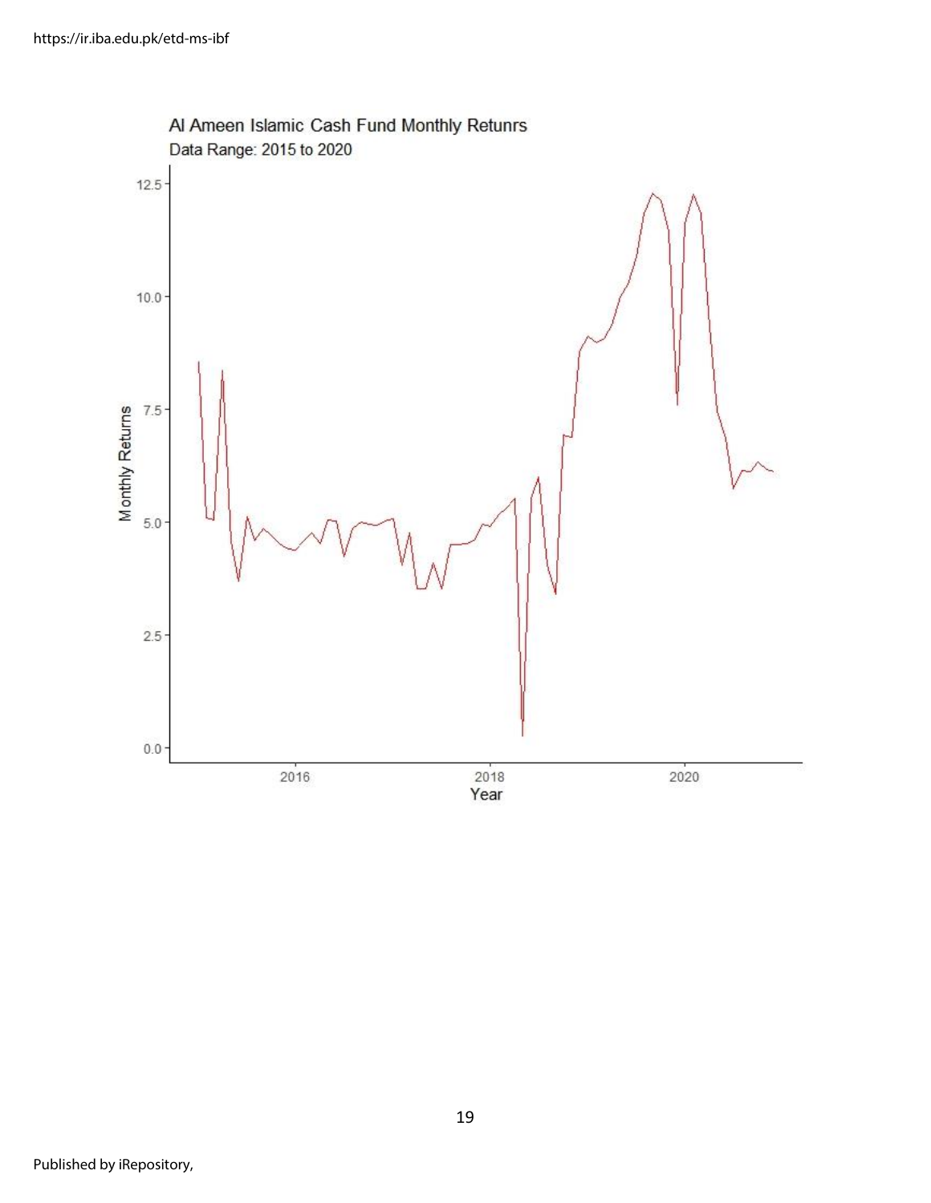Al Ameen Islamic Cash Fund Monthly Retunrs

Data Range: 2015 to 2020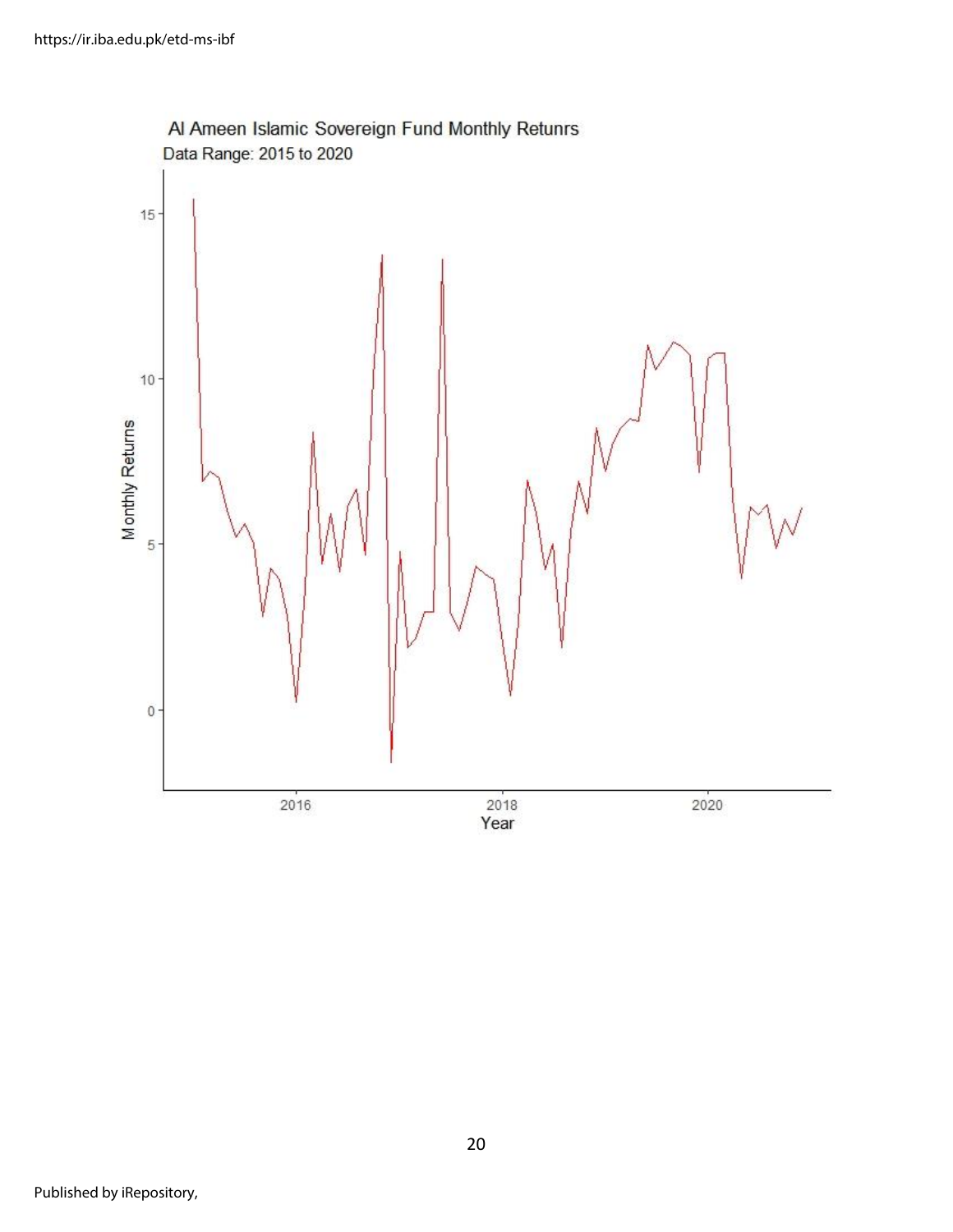Al Ameen Islamic Sovereign Fund Monthly Retunrs

Data Range: 2015 to 2020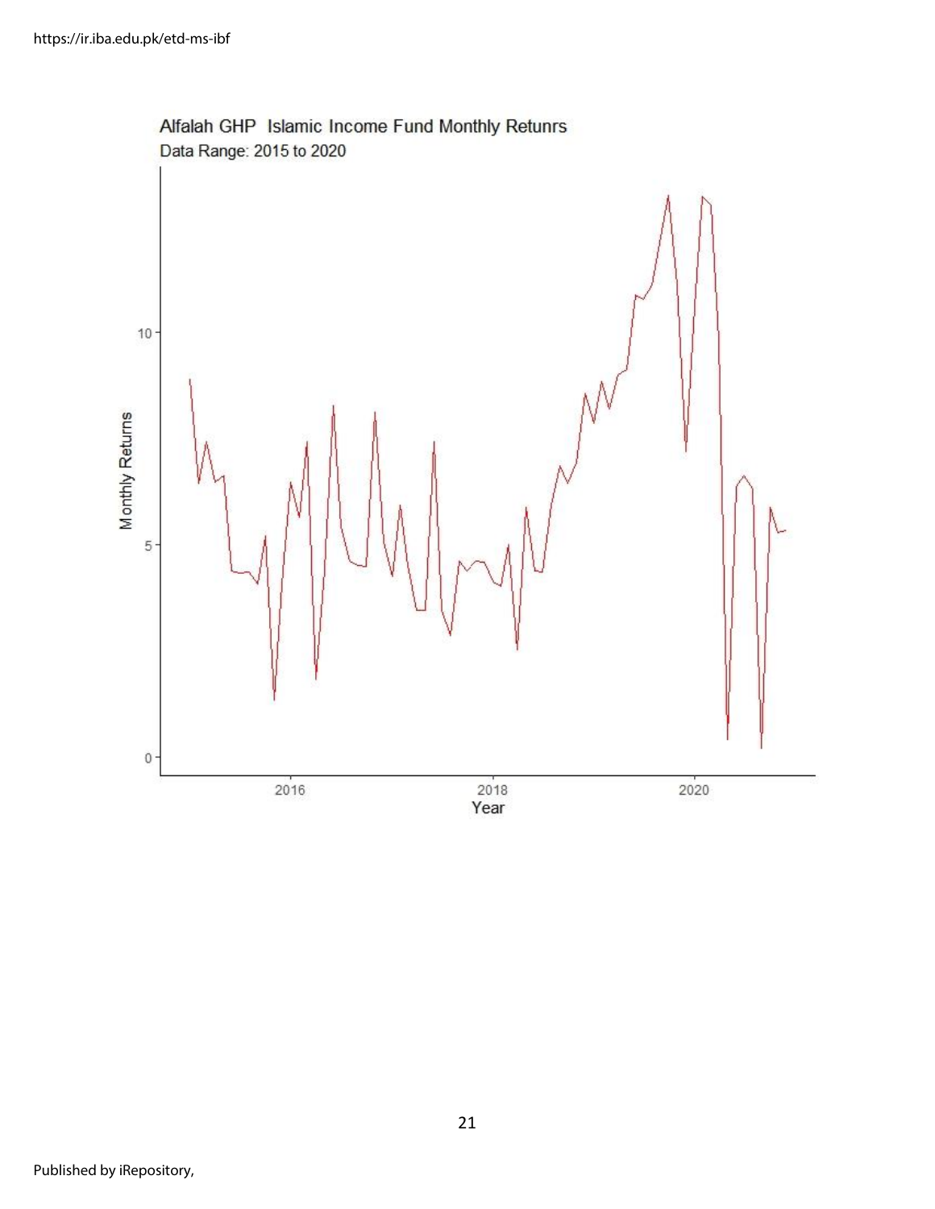Alfalah GHP Islamic Income Fund Monthly Retunrs

Data Range: 2015 to 2020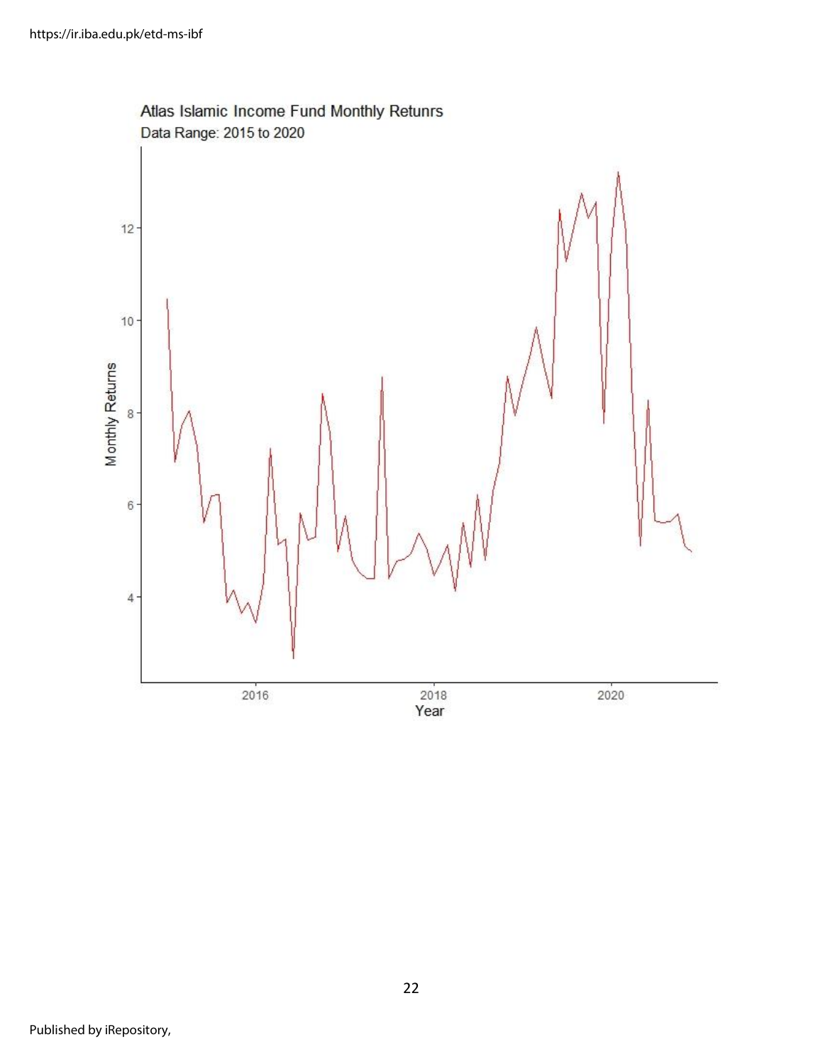Atlas Islamic Income Fund Monthly Retunrs

Data Range: 2015 to 2020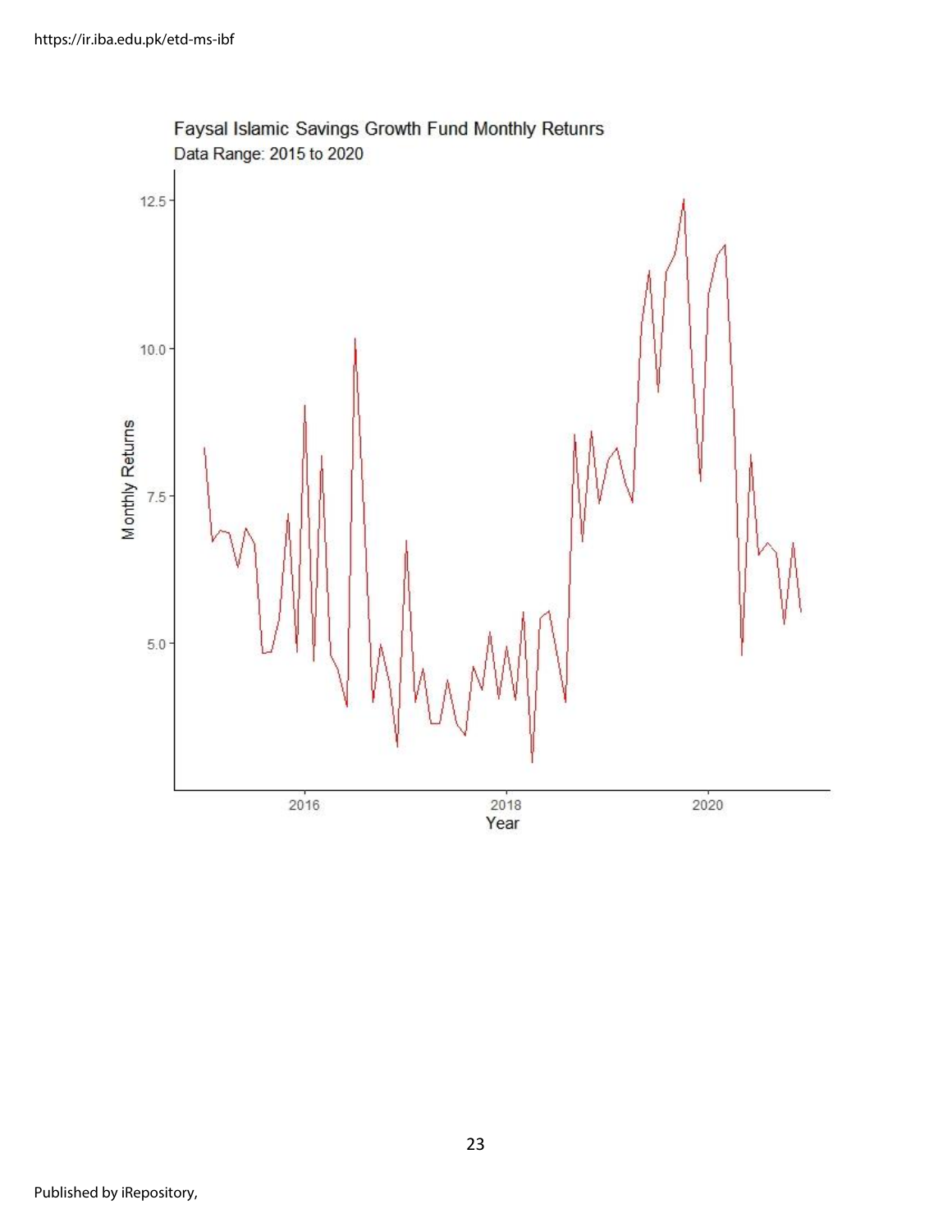Faysal Islamic Savings Growth Fund Monthly Retunrs

Data Range: 2015 to 2020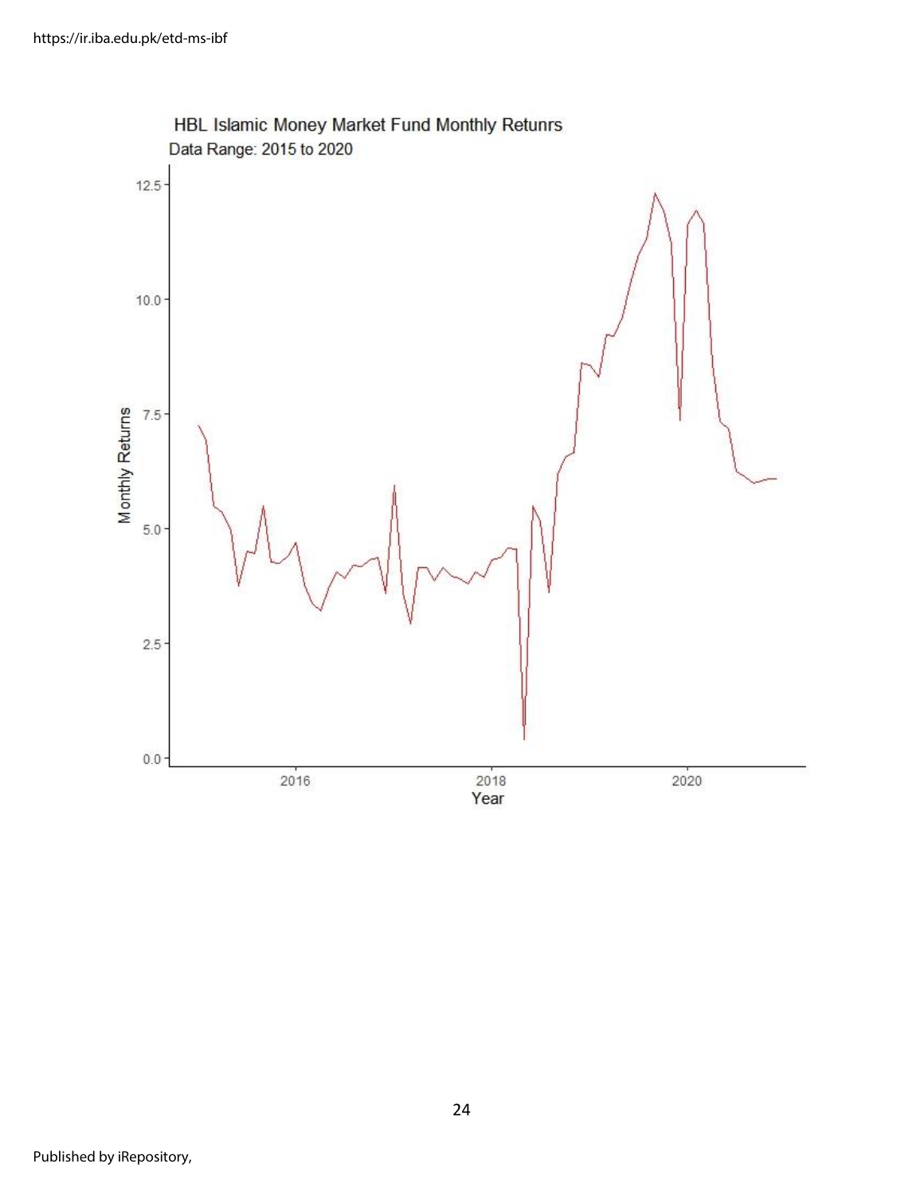HBL Islamic Money Market Fund Monthly Retunrs

Data Range: 2015 to 2020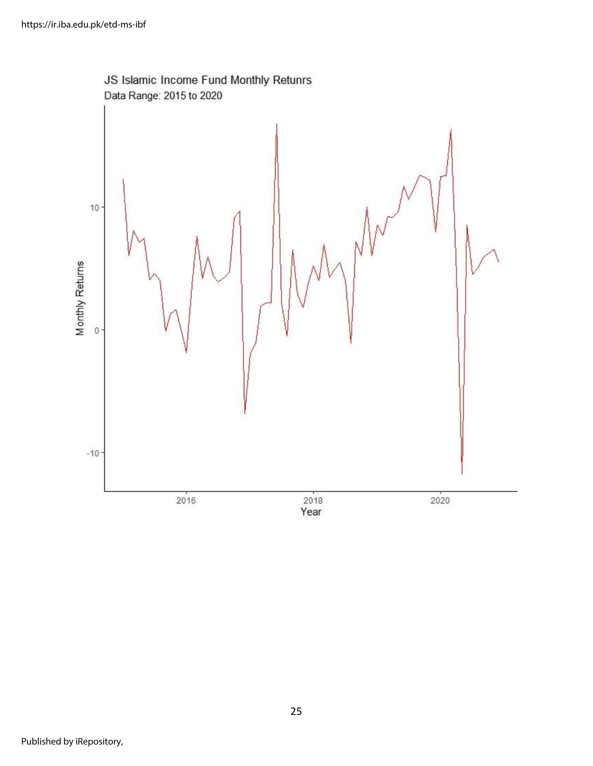JS Islamic Income Fund Monthly Retunrs

Data Range: 2015 to 2020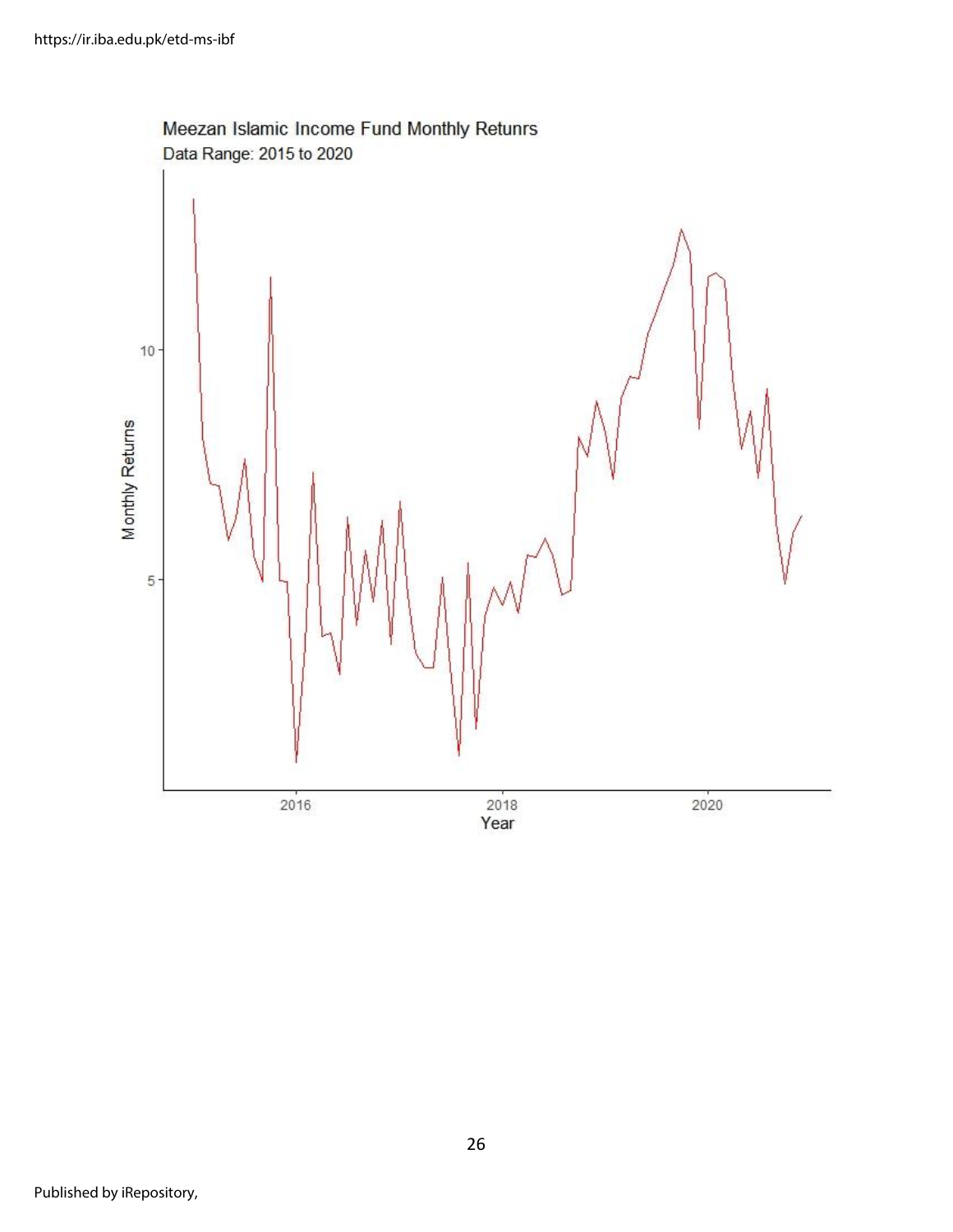Meezan Islamic Income Fund Monthly Retunrs

Data Range: 2015 to 2020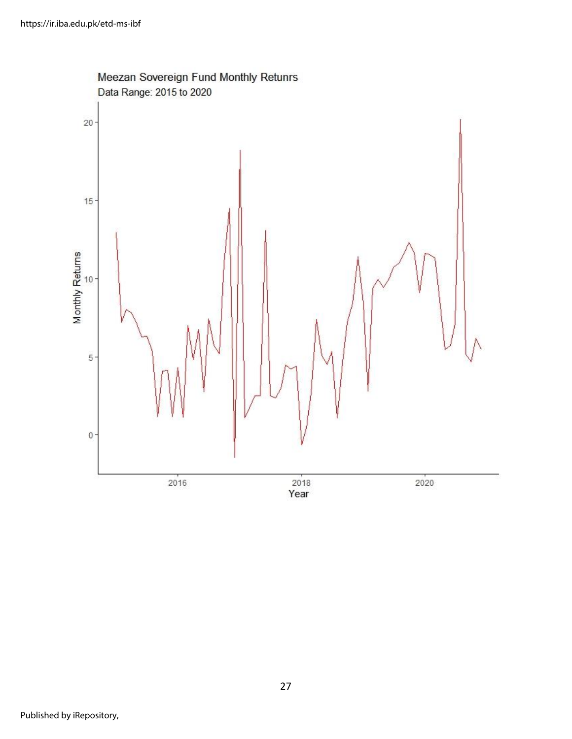Meezan Sovereign Fund Monthly Retunrs

Data Range: 2015 to 2020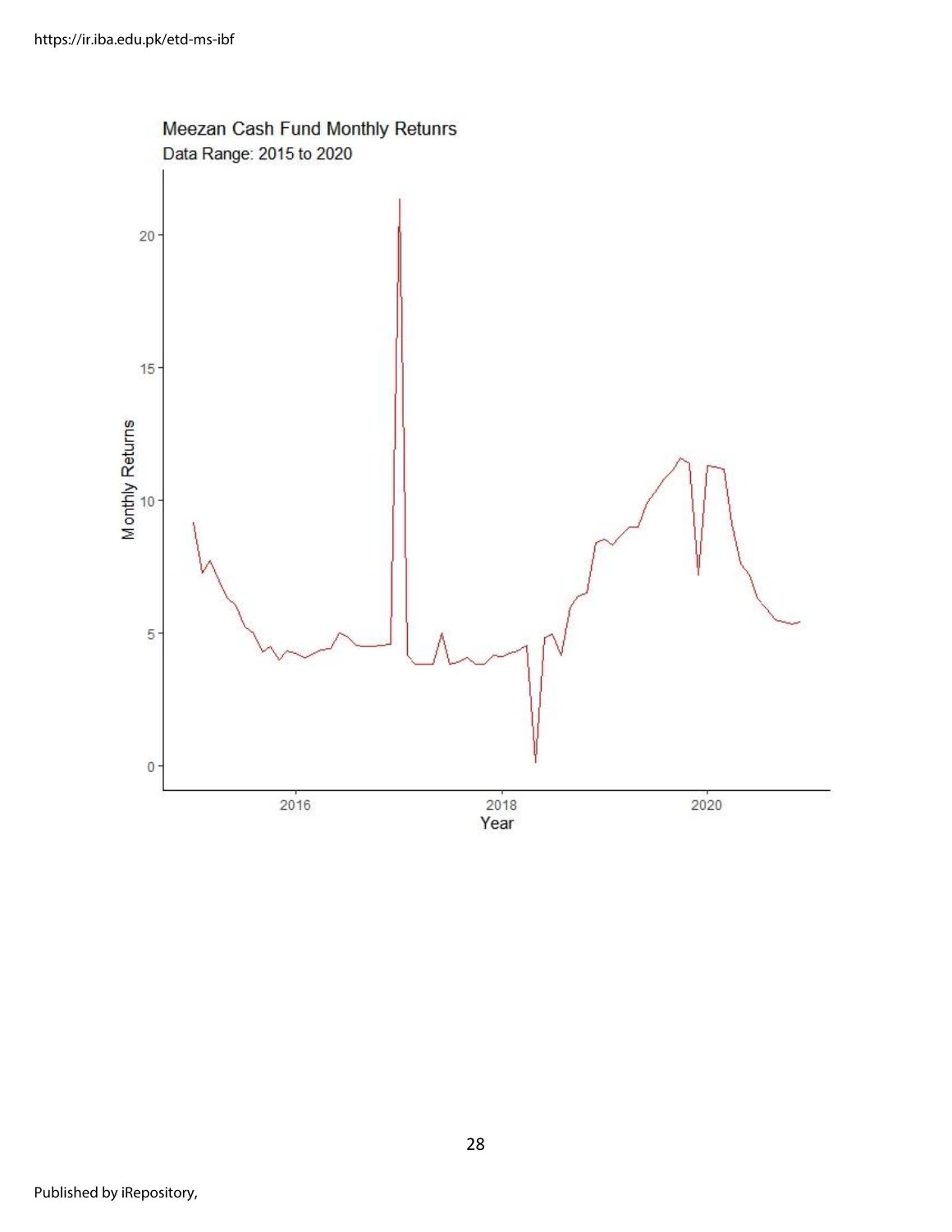Meezan Cash Fund Monthly Retunrs

Data Range: 2015 to 2020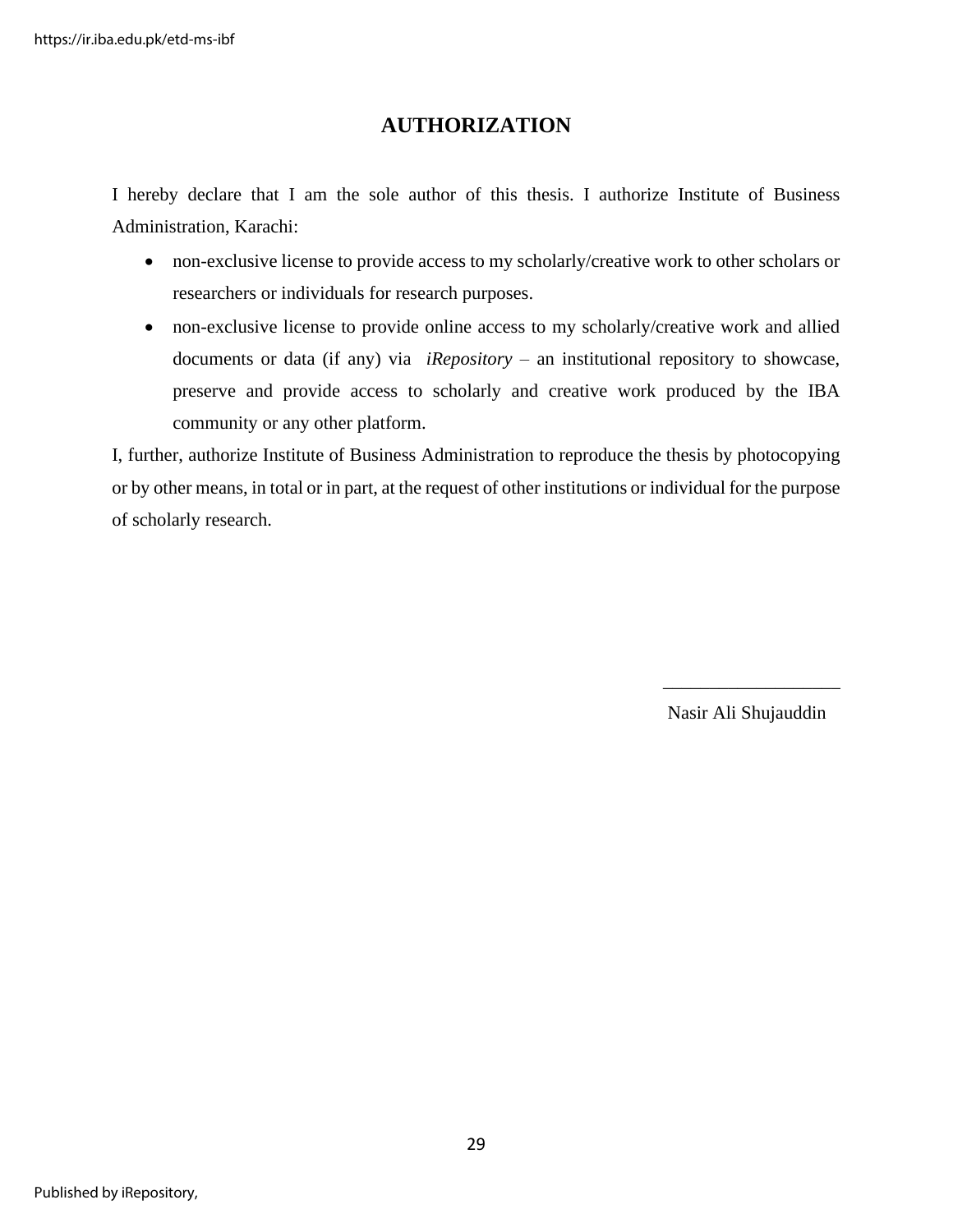# AUTHORIZATION

I hereby declare that I am the sole author of this thesis. I authorize Institute of Business Administration, Karachi:

- non-exclusive license to provide access to my scholarly/creative work to other scholars or researchers or individuals for research purposes.
- non-exclusive license to provide online access to my scholarly/creative work and allied documents or data (if any) via *iRepository* – an institutional repository to showcase, preserve and provide access to scholarly and creative work produced by the IBA community or any other platform.

I, further, authorize Institute of Business Administration to reproduce the thesis by photocopying or by other means, in total or in part, at the request of other institutions or individual for the purpose of scholarly research.

\_\_\_\_\_\_\_\_\_\_\_\_\_\_\_\_\_\_\_

Nasir Ali Shujauddin